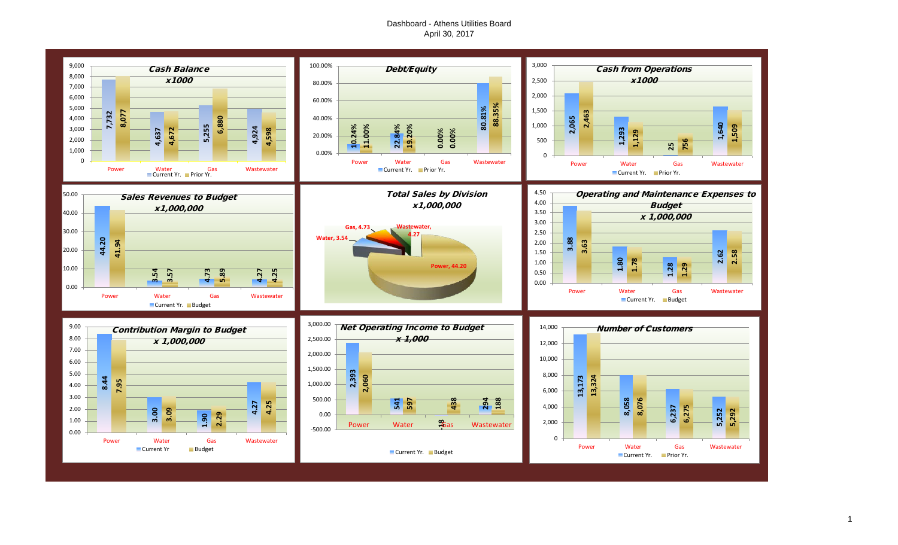# Dashboard - Athens Utilities Board

April 30, 2017

## Cash Balance x1000

| | Power | Water | Gas | Wastewater |
|---|---|---|---|---|
| Current Yr. | 7,732 | 4,637 | 5,255 | 4,924 |
| Prior Yr. | 8,077 | 4,672 | 6,880 | 4,598 |

## Debt/Equity

| | Power | Water | Gas | Wastewater |
|---|---|---|---|---|
| Current Yr. | 10.24% | 22.84% | 0.00% | 80.81% |
| Prior Yr. | 11.00% | 19.20% | 0.00% | 88.35% |

## Cash from Operations x1000

| | Power | Water | Gas | Wastewater |
|---|---|---|---|---|
| Current Yr. | 2,065 | 1,293 | 25 | 1,640 |
| Prior Yr. | 2,463 | 1,129 | 756 | 1,509 |

## Sales Revenues to Budget x1,000,000

| | Power | Water | Gas | Wastewater |
|---|---|---|---|---|
| Current Yr. | 44.20 | 3.54 | 4.73 | 4.27 |
| Budget | 41.94 | 3.57 | 5.89 | 4.25 |

## Total Sales by Division x1,000,000

| Division | Sales |
|---|---|
| Power | 44.20 |
| Water | 3.54 |
| Gas | 4.73 |
| Wastewater | 4.27 |

## Operating and Maintenance Expenses to Budget x 1,000,000

| | Power | Water | Gas | Wastewater |
|---|---|---|---|---|
| Current Yr. | 3.88 | 1.80 | 1.28 | 2.62 |
| Budget | 3.63 | 1.78 | 1.29 | 2.58 |

## Contribution Margin to Budget x 1,000,000

| | Power | Water | Gas | Wastewater |
|---|---|---|---|---|
| Current Yr | 8.44 | 3.00 | 1.90 | 4.27 |
| Budget | 7.95 | 3.09 | 2.29 | 4.25 |

## Net Operating Income to Budget x 1,000

| | Power | Water | Gas | Wastewater |
|---|---|---|---|---|
| Current Yr. | 2,393 | 541 | -18 | 294 |
| Budget | 2,060 | 597 | 438 | 188 |

## Number of Customers

| | Power | Water | Gas | Wastewater |
|---|---|---|---|---|
| Current Yr. | 13,173 | 8,058 | 6,237 | 5,252 |
| Prior Yr. | 13,324 | 8,076 | 6,275 | 5,292 |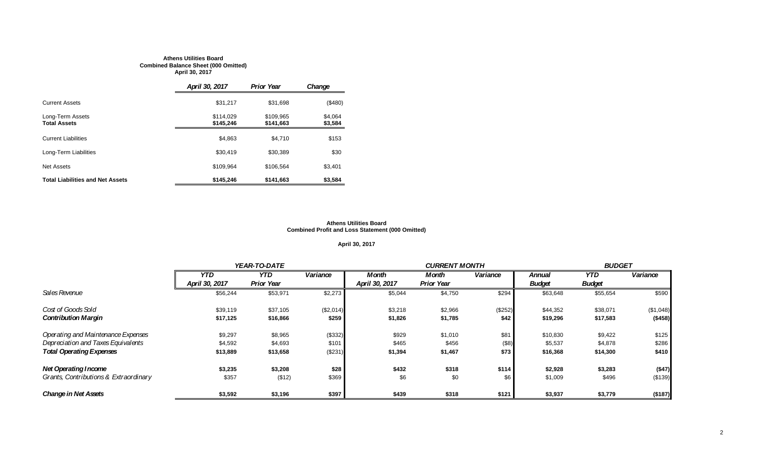**Athens Utilities Board**
**Combined Balance Sheet (000 Omitted)**
**April 30, 2017**

| | *April 30, 2017* | *Prior Year* | *Change* |
|---|---|---|---|
| Current Assets | $31,217 | $31,698 | ($480) |
| Long-Term Assets | $114,029 | $109,965 | $4,064 |
| **Total Assets** | **$145,246** | **$141,663** | **$3,584** |
| Current Liabilities | $4,863 | $4,710 | $153 |
| Long-Term Liabilities | $30,419 | $30,389 | $30 |
| Net Assets | $109,964 | $106,564 | $3,401 |
| **Total Liabilities and Net Assets** | **$145,246** | **$141,663** | **$3,584** |

**Athens Utilities Board**
**Combined Profit and Loss Statement (000 Omitted)**

**April 30, 2017**

| | *YEAR-TO-DATE* | | | *CURRENT MONTH* | | | *BUDGET* | | |
|---|---|---|---|---|---|---|---|---|---|
| | *YTD April 30, 2017* | *YTD Prior Year* | *Variance* | *Month April 30, 2017* | *Month Prior Year* | *Variance* | *Annual Budget* | *YTD Budget* | *Variance* |
| *Sales Revenue* | $56,244 | $53,971 | $2,273 | $5,044 | $4,750 | $294 | $63,648 | $55,654 | $590 |
| *Cost of Goods Sold* | $39,119 | $37,105 | ($2,014) | $3,218 | $2,966 | ($252) | $44,352 | $38,071 | ($1,048) |
| ***Contribution Margin*** | **$17,125** | **$16,866** | **$259** | **$1,826** | **$1,785** | **$42** | **$19,296** | **$17,583** | **($458)** |
| *Operating and Maintenance Expenses* | $9,297 | $8,965 | ($332) | $929 | $1,010 | $81 | $10,830 | $9,422 | $125 |
| *Depreciation and Taxes Equivalents* | $4,592 | $4,693 | $101 | $465 | $456 | ($8) | $5,537 | $4,878 | $286 |
| ***Total Operating Expenses*** | **$13,889** | **$13,658** | **($231)** | **$1,394** | **$1,467** | **$73** | **$16,368** | **$14,300** | **$410** |
| ***Net Operating Income*** | **$3,235** | **$3,208** | **$28** | **$432** | **$318** | **$114** | **$2,928** | **$3,283** | **($47)** |
| *Grants, Contributions & Extraordinary* | $357 | ($12) | $369 | $6 | $0 | $6 | $1,009 | $496 | ($139) |
| ***Change in Net Assets*** | **$3,592** | **$3,196** | **$397** | **$439** | **$318** | **$121** | **$3,937** | **$3,779** | **($187)** |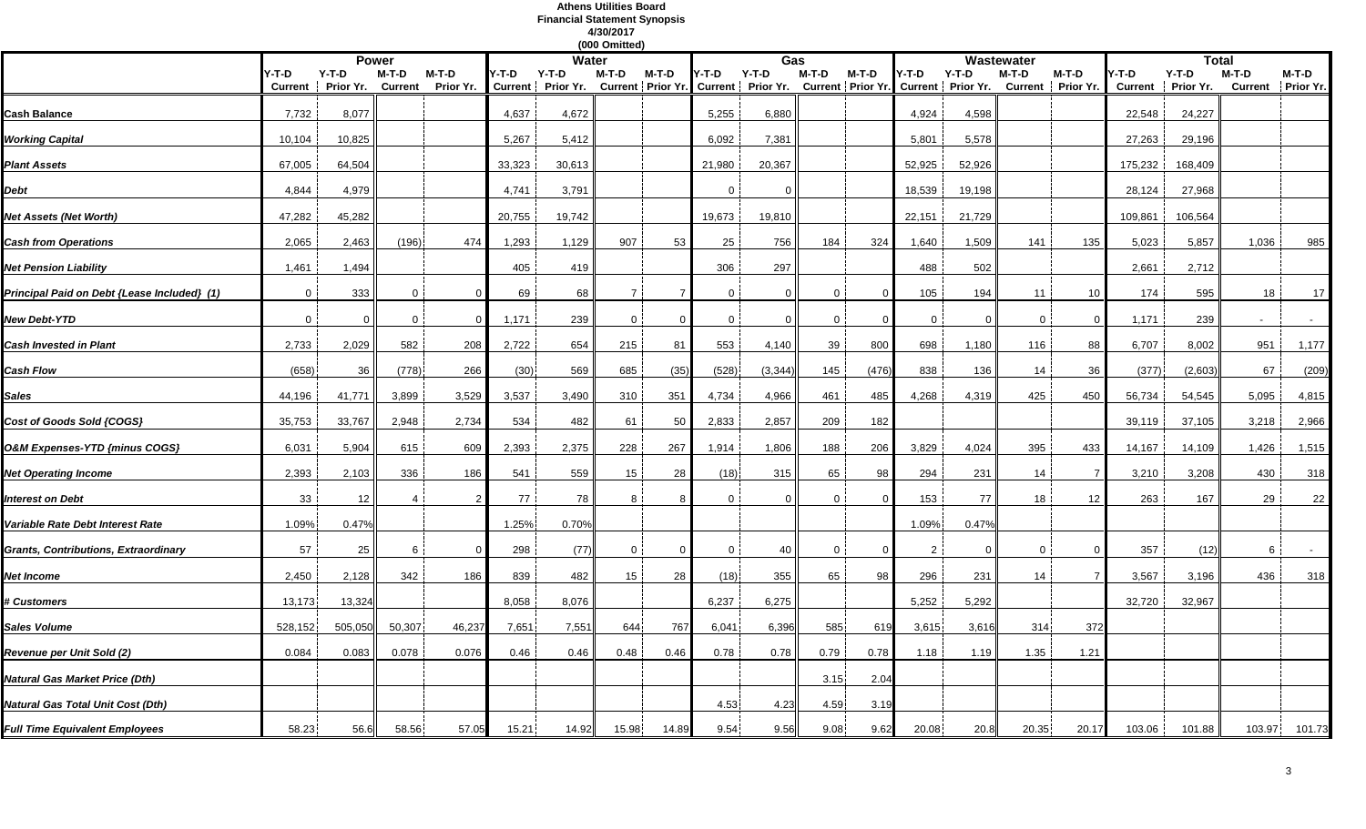# Athens Utilities Board
## Financial Statement Synopsis
### 4/30/2017
### (000 Omitted)

| | Power | | | | Water | | | | Gas | | | | Wastewater | | | | Total | | | |
|---|---|---|---|---|---|---|---|---|---|---|---|---|---|---|---|---|---|---|---|---|
| | Y-T-D Current | Y-T-D Prior Yr. | M-T-D Current | M-T-D Prior Yr. | Y-T-D Current | Y-T-D Prior Yr. | M-T-D Current | M-T-D Prior Yr. | Y-T-D Current | Y-T-D Prior Yr. | M-T-D Current | M-T-D Prior Yr. | Y-T-D Current | Y-T-D Prior Yr. | M-T-D Current | M-T-D Prior Yr. | Y-T-D Current | Y-T-D Prior Yr. | M-T-D Current | M-T-D Prior Yr. |
| *Cash Balance* | 7,732 | 8,077 | | | 4,637 | 4,672 | | | 5,255 | 6,880 | | | 4,924 | 4,598 | | | 22,548 | 24,227 | | |
| *Working Capital* | 10,104 | 10,825 | | | 5,267 | 5,412 | | | 6,092 | 7,381 | | | 5,801 | 5,578 | | | 27,263 | 29,196 | | |
| *Plant Assets* | 67,005 | 64,504 | | | 33,323 | 30,613 | | | 21,980 | 20,367 | | | 52,925 | 52,926 | | | 175,232 | 168,409 | | |
| *Debt* | 4,844 | 4,979 | | | 4,741 | 3,791 | | | 0 | 0 | | | 18,539 | 19,198 | | | 28,124 | 27,968 | | |
| *Net Assets (Net Worth)* | 47,282 | 45,282 | | | 20,755 | 19,742 | | | 19,673 | 19,810 | | | 22,151 | 21,729 | | | 109,861 | 106,564 | | |
| *Cash from Operations* | 2,065 | 2,463 | (196) | 474 | 1,293 | 1,129 | 907 | 53 | 25 | 756 | 184 | 324 | 1,640 | 1,509 | 141 | 135 | 5,023 | 5,857 | 1,036 | 985 |
| *Net Pension Liability* | 1,461 | 1,494 | | | 405 | 419 | | | 306 | 297 | | | 488 | 502 | | | 2,661 | 2,712 | | |
| *Principal Paid on Debt {Lease Included} (1)* | 0 | 333 | 0 | 0 | 69 | 68 | 7 | 7 | 0 | 0 | 0 | 0 | 105 | 194 | 11 | 10 | 174 | 595 | 18 | 17 |
| *New Debt-YTD* | 0 | 0 | 0 | 0 | 1,171 | 239 | 0 | 0 | 0 | 0 | 0 | 0 | 0 | 0 | 0 | 0 | 1,171 | 239 | - | - |
| *Cash Invested in Plant* | 2,733 | 2,029 | 582 | 208 | 2,722 | 654 | 215 | 81 | 553 | 4,140 | 39 | 800 | 698 | 1,180 | 116 | 88 | 6,707 | 8,002 | 951 | 1,177 |
| *Cash Flow* | (658) | 36 | (778) | 266 | (30) | 569 | 685 | (35) | (528) | (3,344) | 145 | (476) | 838 | 136 | 14 | 36 | (377) | (2,603) | 67 | (209) |
| *Sales* | 44,196 | 41,771 | 3,899 | 3,529 | 3,537 | 3,490 | 310 | 351 | 4,734 | 4,966 | 461 | 485 | 4,268 | 4,319 | 425 | 450 | 56,734 | 54,545 | 5,095 | 4,815 |
| *Cost of Goods Sold {COGS}* | 35,753 | 33,767 | 2,948 | 2,734 | 534 | 482 | 61 | 50 | 2,833 | 2,857 | 209 | 182 | | | | | 39,119 | 37,105 | 3,218 | 2,966 |
| *O&M Expenses-YTD {minus COGS}* | 6,031 | 5,904 | 615 | 609 | 2,393 | 2,375 | 228 | 267 | 1,914 | 1,806 | 188 | 206 | 3,829 | 4,024 | 395 | 433 | 14,167 | 14,109 | 1,426 | 1,515 |
| *Net Operating Income* | 2,393 | 2,103 | 336 | 186 | 541 | 559 | 15 | 28 | (18) | 315 | 65 | 98 | 294 | 231 | 14 | 7 | 3,210 | 3,208 | 430 | 318 |
| *Interest on Debt* | 33 | 12 | 4 | 2 | 77 | 78 | 8 | 8 | 0 | 0 | 0 | 0 | 153 | 77 | 18 | 12 | 263 | 167 | 29 | 22 |
| *Variable Rate Debt Interest Rate* | 1.09% | 0.47% | | | 1.25% | 0.70% | | | | | | | 1.09% | 0.47% | | | | | | |
| *Grants, Contributions, Extraordinary* | 57 | 25 | 6 | 0 | 298 | (77) | 0 | 0 | 0 | 40 | 0 | 0 | 2 | 0 | 0 | 0 | 357 | (12) | 6 | - |
| *Net Income* | 2,450 | 2,128 | 342 | 186 | 839 | 482 | 15 | 28 | (18) | 355 | 65 | 98 | 296 | 231 | 14 | 7 | 3,567 | 3,196 | 436 | 318 |
| *# Customers* | 13,173 | 13,324 | | | 8,058 | 8,076 | | | 6,237 | 6,275 | | | 5,252 | 5,292 | | | 32,720 | 32,967 | | |
| *Sales Volume* | 528,152 | 505,050 | 50,307 | 46,237 | 7,651 | 7,551 | 644 | 767 | 6,041 | 6,396 | 585 | 619 | 3,615 | 3,616 | 314 | 372 | | | | |
| *Revenue per Unit Sold (2)* | 0.084 | 0.083 | 0.078 | 0.076 | 0.46 | 0.46 | 0.48 | 0.46 | 0.78 | 0.78 | 0.79 | 0.78 | 1.18 | 1.19 | 1.35 | 1.21 | | | | |
| *Natural Gas Market Price (Dth)* | | | | | | | | | | | 3.15 | 2.04 | | | | | | | | |
| *Natural Gas Total Unit Cost (Dth)* | | | | | | | | | 4.53 | 4.23 | 4.59 | 3.19 | | | | | | | | |
| *Full Time Equivalent Employees* | 58.23 | 56.6 | 58.56 | 57.05 | 15.21 | 14.92 | 15.98 | 14.89 | 9.54 | 9.56 | 9.08 | 9.62 | 20.08 | 20.8 | 20.35 | 20.17 | 103.06 | 101.88 | 103.97 | 101.73 |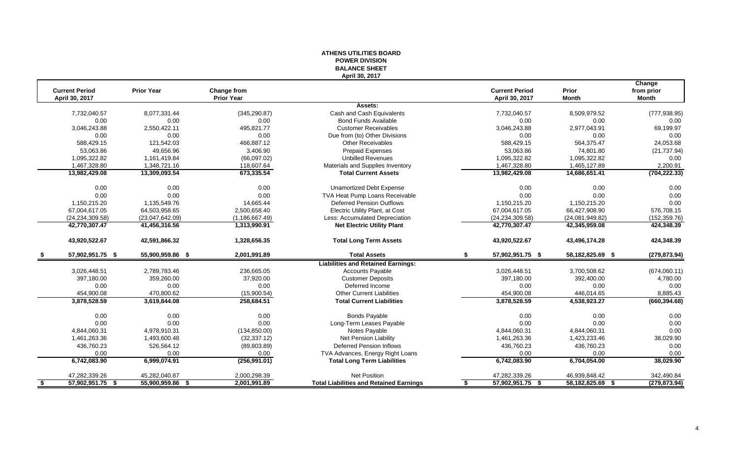# ATHENS UTILITIES BOARD
## POWER DIVISION
## BALANCE SHEET
### April 30, 2017

| Current Period April 30, 2017 | Prior Year | Change from Prior Year | | Current Period April 30, 2017 | Prior Month | Change from prior Month |
|---|---|---|---|---|---|---|
| | | | **Assets:** | | | |
| 7,732,040.57 | 8,077,331.44 | (345,290.87) | Cash and Cash Equivalents | 7,732,040.57 | 8,509,979.52 | (777,938.95) |
| 0.00 | 0.00 | 0.00 | Bond Funds Available | 0.00 | 0.00 | 0.00 |
| 3,046,243.88 | 2,550,422.11 | 495,821.77 | Customer Receivables | 3,046,243.88 | 2,977,043.91 | 69,199.97 |
| 0.00 | 0.00 | 0.00 | Due from (to) Other Divisions | 0.00 | 0.00 | 0.00 |
| 588,429.15 | 121,542.03 | 466,887.12 | Other Receivables | 588,429.15 | 564,375.47 | 24,053.68 |
| 53,063.86 | 49,656.96 | 3,406.90 | Prepaid Expenses | 53,063.86 | 74,801.80 | (21,737.94) |
| 1,095,322.82 | 1,161,419.84 | (66,097.02) | Unbilled Revenues | 1,095,322.82 | 1,095,322.82 | 0.00 |
| 1,467,328.80 | 1,348,721.16 | 118,607.64 | Materials and Supplies Inventory | 1,467,328.80 | 1,465,127.89 | 2,200.91 |
| **13,982,429.08** | **13,309,093.54** | **673,335.54** | **Total Current Assets** | **13,982,429.08** | **14,686,651.41** | **(704,222.33)** |
| 0.00 | 0.00 | 0.00 | Unamortized Debt Expense | 0.00 | 0.00 | 0.00 |
| 0.00 | 0.00 | 0.00 | TVA Heat Pump Loans Receivable | 0.00 | 0.00 | 0.00 |
| 1,150,215.20 | 1,135,549.76 | 14,665.44 | Deferred Pension Outflows | 1,150,215.20 | 1,150,215.20 | 0.00 |
| 67,004,617.05 | 64,503,958.65 | 2,500,658.40 | Electric Utility Plant, at Cost | 67,004,617.05 | 66,427,908.90 | 576,708.15 |
| (24,234,309.58) | (23,047,642.09) | (1,186,667.49) | Less: Accumulated Depreciation | (24,234,309.58) | (24,081,949.82) | (152,359.76) |
| **42,770,307.47** | **41,456,316.56** | **1,313,990.91** | **Net Electric Utility Plant** | **42,770,307.47** | **42,345,959.08** | **424,348.39** |
| **43,920,522.67** | **42,591,866.32** | **1,328,656.35** | **Total Long Term Assets** | **43,920,522.67** | **43,496,174.28** | **424,348.39** |
| **$ 57,902,951.75** | **$ 55,900,959.86** | **$ 2,001,991.89** | **Total Assets** | **$ 57,902,951.75** | **$ 58,182,825.69** | **$ (279,873.94)** |
| | | | **Liabilities and Retained Earnings:** | | | |
| 3,026,448.51 | 2,789,783.46 | 236,665.05 | Accounts Payable | 3,026,448.51 | 3,700,508.62 | (674,060.11) |
| 397,180.00 | 359,260.00 | 37,920.00 | Customer Deposits | 397,180.00 | 392,400.00 | 4,780.00 |
| 0.00 | 0.00 | 0.00 | Deferred Income | 0.00 | 0.00 | 0.00 |
| 454,900.08 | 470,800.62 | (15,900.54) | Other Current Liabilities | 454,900.08 | 446,014.65 | 8,885.43 |
| **3,878,528.59** | **3,619,844.08** | **258,684.51** | **Total Current Liabilities** | **3,878,528.59** | **4,538,923.27** | **(660,394.68)** |
| 0.00 | 0.00 | 0.00 | Bonds Payable | 0.00 | 0.00 | 0.00 |
| 0.00 | 0.00 | 0.00 | Long-Term Leases Payable | 0.00 | 0.00 | 0.00 |
| 4,844,060.31 | 4,978,910.31 | (134,850.00) | Notes Payable | 4,844,060.31 | 4,844,060.31 | 0.00 |
| 1,461,263.36 | 1,493,600.48 | (32,337.12) | Net Pension Liability | 1,461,263.36 | 1,423,233.46 | 38,029.90 |
| 436,760.23 | 526,564.12 | (89,803.89) | Deferred Pension Inflows | 436,760.23 | 436,760.23 | 0.00 |
| 0.00 | 0.00 | 0.00 | TVA Advances, Energy Right Loans | 0.00 | 0.00 | 0.00 |
| **6,742,083.90** | **6,999,074.91** | **(256,991.01)** | **Total Long Term Liabilities** | **6,742,083.90** | **6,704,054.00** | **38,029.90** |
| 47,282,339.26 | 45,282,040.87 | 2,000,298.39 | Net Position | 47,282,339.26 | 46,939,848.42 | 342,490.84 |
| **$ 57,902,951.75** | **$ 55,900,959.86** | **$ 2,001,991.89** | **Total Liabilities and Retained Earnings** | **$ 57,902,951.75** | **$ 58,182,825.69** | **$ (279,873.94)** |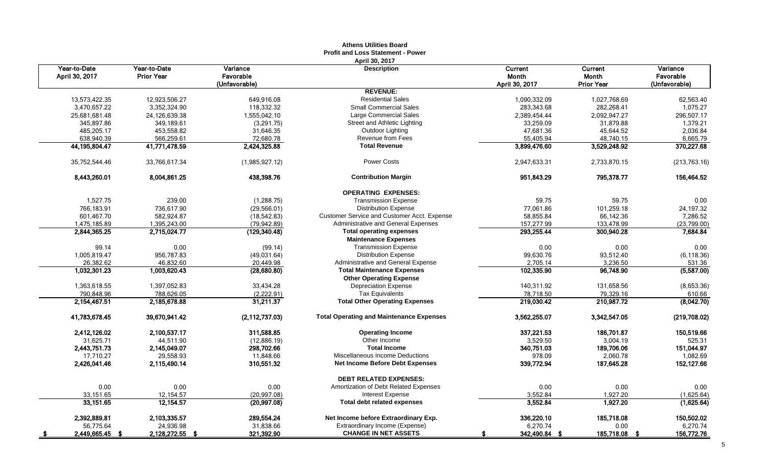**Athens Utilities Board**
**Profit and Loss Statement - Power**
**April 30, 2017**

| Year-to-Date April 30, 2017 | Year-to-Date Prior Year | Variance Favorable (Unfavorable) | Description | Current Month April 30, 2017 | Current Month Prior Year | Variance Favorable (Unfavorable) |
|---|---|---|---|---|---|---|
| | | | **REVENUE:** | | | |
| 13,573,422.35 | 12,923,506.27 | 649,916.08 | Residential Sales | 1,090,332.09 | 1,027,768.69 | 62,563.40 |
| 3,470,657.22 | 3,352,324.90 | 118,332.32 | Small Commercial Sales | 283,343.68 | 282,268.41 | 1,075.27 |
| 25,681,681.48 | 24,126,639.38 | 1,555,042.10 | Large Commercial Sales | 2,389,454.44 | 2,092,947.27 | 296,507.17 |
| 345,897.86 | 349,189.61 | (3,291.75) | Street and Athletic Lighting | 33,259.09 | 31,879.88 | 1,379.21 |
| 485,205.17 | 453,558.82 | 31,646.35 | Outdoor Lighting | 47,681.36 | 45,644.52 | 2,036.84 |
| 638,940.39 | 566,259.61 | 72,680.78 | Revenue from Fees | 55,405.94 | 48,740.15 | 6,665.79 |
| **44,195,804.47** | **41,771,478.59** | **2,424,325.88** | **Total Revenue** | **3,899,476.60** | **3,529,248.92** | **370,227.68** |
| 35,752,544.46 | 33,766,617.34 | (1,985,927.12) | Power Costs | 2,947,633.31 | 2,733,870.15 | (213,763.16) |
| **8,443,260.01** | **8,004,861.25** | **438,398.76** | **Contribution Margin** | **951,843.29** | **795,378.77** | **156,464.52** |
| | | | **OPERATING EXPENSES:** | | | |
| 1,527.75 | 239.00 | (1,288.75) | Transmission Expense | 59.75 | 59.75 | 0.00 |
| 766,183.91 | 736,617.90 | (29,566.01) | Distribution Expense | 77,061.86 | 101,259.18 | 24,197.32 |
| 601,467.70 | 582,924.87 | (18,542.83) | Customer Service and Customer Acct. Expense | 58,855.84 | 66,142.36 | 7,286.52 |
| 1,475,185.89 | 1,395,243.00 | (79,942.89) | Administrative and General Expenses | 157,277.99 | 133,478.99 | (23,799.00) |
| **2,844,365.25** | **2,715,024.77** | **(129,340.48)** | **Total operating expenses** | **293,255.44** | **300,940.28** | **7,684.84** |
| | | | **Maintenance Expenses** | | | |
| 99.14 | 0.00 | (99.14) | Transmission Expense | 0.00 | 0.00 | 0.00 |
| 1,005,819.47 | 956,787.83 | (49,031.64) | Distribution Expense | 99,630.76 | 93,512.40 | (6,118.36) |
| 26,382.62 | 46,832.60 | 20,449.98 | Administrative and General Expense | 2,705.14 | 3,236.50 | 531.36 |
| **1,032,301.23** | **1,003,620.43** | **(28,680.80)** | **Total Maintenance Expenses** | **102,335.90** | **96,748.90** | **(5,587.00)** |
| | | | **Other Operating Expense** | | | |
| 1,363,618.55 | 1,397,052.83 | 33,434.28 | Depreciation Expense | 140,311.92 | 131,658.56 | (8,653.36) |
| 790,848.96 | 788,626.05 | (2,222.91) | Tax Equivalents | 78,718.50 | 79,329.16 | 610.66 |
| **2,154,467.51** | **2,185,678.88** | **31,211.37** | **Total Other Operating Expenses** | **219,030.42** | **210,987.72** | **(8,042.70)** |
| **41,783,678.45** | **39,670,941.42** | **(2,112,737.03)** | **Total Operating and Maintenance Expenses** | **3,562,255.07** | **3,342,547.05** | **(219,708.02)** |
| **2,412,126.02** | **2,100,537.17** | **311,588.85** | **Operating Income** | **337,221.53** | **186,701.87** | **150,519.66** |
| 31,625.71 | 44,511.90 | (12,886.19) | Other Income | 3,529.50 | 3,004.19 | 525.31 |
| **2,443,751.73** | **2,145,049.07** | **298,702.66** | **Total Income** | **340,751.03** | **189,706.06** | **151,044.97** |
| 17,710.27 | 29,558.93 | 11,848.66 | Miscellaneous Income Deductions | 978.09 | 2,060.78 | 1,082.69 |
| **2,426,041.46** | **2,115,490.14** | **310,551.32** | **Net Income Before Debt Expenses** | **339,772.94** | **187,645.28** | **152,127.66** |
| | | | **DEBT RELATED EXPENSES:** | | | |
| 0.00 | 0.00 | 0.00 | Amortization of Debt Related Expenses | 0.00 | 0.00 | 0.00 |
| 33,151.65 | 12,154.57 | (20,997.08) | Interest Expense | 3,552.84 | 1,927.20 | (1,625.64) |
| **33,151.65** | **12,154.57** | **(20,997.08)** | **Total debt related expenses** | **3,552.84** | **1,927.20** | **(1,625.64)** |
| **2,392,889.81** | **2,103,335.57** | **289,554.24** | **Net Income before Extraordinary Exp.** | **336,220.10** | **185,718.08** | **150,502.02** |
| 56,775.64 | 24,936.98 | 31,838.66 | Extraordinary Income (Expense) | 6,270.74 | 0.00 | 6,270.74 |
| **$ 2,449,665.45** | **$ 2,128,272.55** | **$ 321,392.90** | **CHANGE IN NET ASSETS** | **$ 342,490.84** | **$ 185,718.08** | **$ 156,772.76** |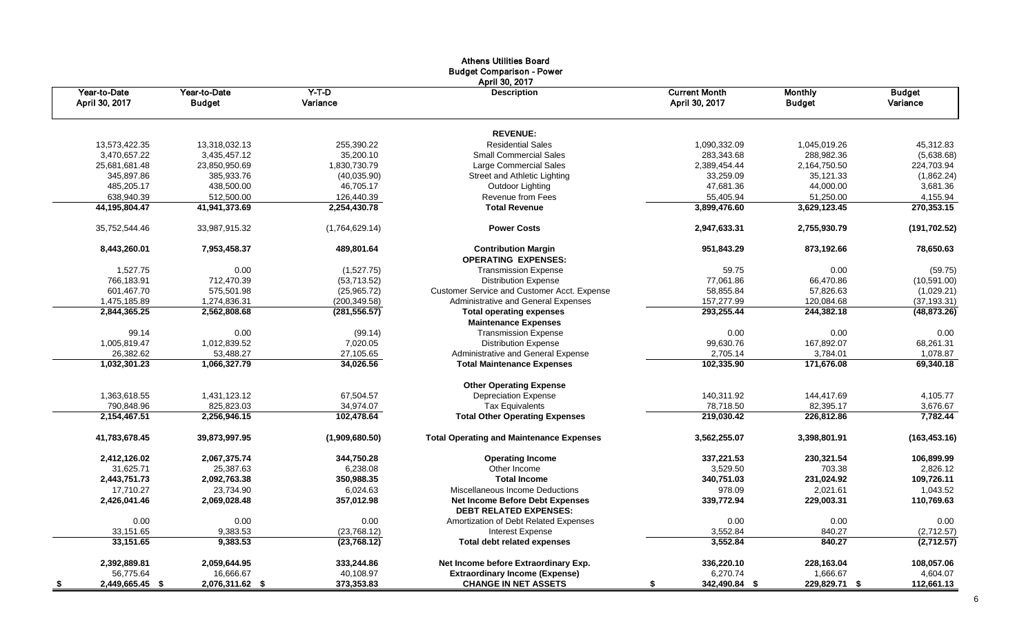# Athens Utilities Board
## Budget Comparison - Power
### April 30, 2017

| Year-to-Date April 30, 2017 | Year-to-Date Budget | Y-T-D Variance | Description | Current Month April 30, 2017 | Monthly Budget | Budget Variance |
|---|---|---|---|---|---|---|
| | | | **REVENUE:** | | | |
| 13,573,422.35 | 13,318,032.13 | 255,390.22 | Residential Sales | 1,090,332.09 | 1,045,019.26 | 45,312.83 |
| 3,470,657.22 | 3,435,457.12 | 35,200.10 | Small Commercial Sales | 283,343.68 | 288,982.36 | (5,638.68) |
| 25,681,681.48 | 23,850,950.69 | 1,830,730.79 | Large Commercial Sales | 2,389,454.44 | 2,164,750.50 | 224,703.94 |
| 345,897.86 | 385,933.76 | (40,035.90) | Street and Athletic Lighting | 33,259.09 | 35,121.33 | (1,862.24) |
| 485,205.17 | 438,500.00 | 46,705.17 | Outdoor Lighting | 47,681.36 | 44,000.00 | 3,681.36 |
| 638,940.39 | 512,500.00 | 126,440.39 | Revenue from Fees | 55,405.94 | 51,250.00 | 4,155.94 |
| **44,195,804.47** | **41,941,373.69** | **2,254,430.78** | **Total Revenue** | **3,899,476.60** | **3,629,123.45** | **270,353.15** |
| 35,752,544.46 | 33,987,915.32 | (1,764,629.14) | **Power Costs** | **2,947,633.31** | **2,755,930.79** | **(191,702.52)** |
| **8,443,260.01** | **7,953,458.37** | **489,801.64** | **Contribution Margin** | **951,843.29** | **873,192.66** | **78,650.63** |
| | | | **OPERATING EXPENSES:** | | | |
| 1,527.75 | 0.00 | (1,527.75) | Transmission Expense | 59.75 | 0.00 | (59.75) |
| 766,183.91 | 712,470.39 | (53,713.52) | Distribution Expense | 77,061.86 | 66,470.86 | (10,591.00) |
| 601,467.70 | 575,501.98 | (25,965.72) | Customer Service and Customer Acct. Expense | 58,855.84 | 57,826.63 | (1,029.21) |
| 1,475,185.89 | 1,274,836.31 | (200,349.58) | Administrative and General Expenses | 157,277.99 | 120,084.68 | (37,193.31) |
| **2,844,365.25** | **2,562,808.68** | **(281,556.57)** | **Total operating expenses** | **293,255.44** | **244,382.18** | **(48,873.26)** |
| | | | **Maintenance Expenses** | | | |
| 99.14 | 0.00 | (99.14) | Transmission Expense | 0.00 | 0.00 | 0.00 |
| 1,005,819.47 | 1,012,839.52 | 7,020.05 | Distribution Expense | 99,630.76 | 167,892.07 | 68,261.31 |
| 26,382.62 | 53,488.27 | 27,105.65 | Administrative and General Expense | 2,705.14 | 3,784.01 | 1,078.87 |
| **1,032,301.23** | **1,066,327.79** | **34,026.56** | **Total Maintenance Expenses** | **102,335.90** | **171,676.08** | **69,340.18** |
| | | | **Other Operating Expense** | | | |
| 1,363,618.55 | 1,431,123.12 | 67,504.57 | Depreciation Expense | 140,311.92 | 144,417.69 | 4,105.77 |
| 790,848.96 | 825,823.03 | 34,974.07 | Tax Equivalents | 78,718.50 | 82,395.17 | 3,676.67 |
| **2,154,467.51** | **2,256,946.15** | **102,478.64** | **Total Other Operating Expenses** | **219,030.42** | **226,812.86** | **7,782.44** |
| **41,783,678.45** | **39,873,997.95** | **(1,909,680.50)** | **Total Operating and Maintenance Expenses** | **3,562,255.07** | **3,398,801.91** | **(163,453.16)** |
| **2,412,126.02** | **2,067,375.74** | **344,750.28** | **Operating Income** | **337,221.53** | **230,321.54** | **106,899.99** |
| 31,625.71 | 25,387.63 | 6,238.08 | Other Income | 3,529.50 | 703.38 | 2,826.12 |
| **2,443,751.73** | **2,092,763.38** | **350,988.35** | **Total Income** | **340,751.03** | **231,024.92** | **109,726.11** |
| 17,710.27 | 23,734.90 | 6,024.63 | Miscellaneous Income Deductions | 978.09 | 2,021.61 | 1,043.52 |
| **2,426,041.46** | **2,069,028.48** | **357,012.98** | **Net Income Before Debt Expenses** | **339,772.94** | **229,003.31** | **110,769.63** |
| | | | **DEBT RELATED EXPENSES:** | | | |
| 0.00 | 0.00 | 0.00 | Amortization of Debt Related Expenses | 0.00 | 0.00 | 0.00 |
| 33,151.65 | 9,383.53 | (23,768.12) | Interest Expense | 3,552.84 | 840.27 | (2,712.57) |
| **33,151.65** | **9,383.53** | **(23,768.12)** | **Total debt related expenses** | **3,552.84** | **840.27** | **(2,712.57)** |
| **2,392,889.81** | **2,059,644.95** | **333,244.86** | **Net Income before Extraordinary Exp.** | **336,220.10** | **228,163.04** | **108,057.06** |
| 56,775.64 | 16,666.67 | 40,108.97 | **Extraordinary Income (Expense)** | 6,270.74 | 1,666.67 | 4,604.07 |
| **$ 2,449,665.45** | **$ 2,076,311.62** | **$ 373,353.83** | **CHANGE IN NET ASSETS** | **$ 342,490.84** | **$ 229,829.71** | **$ 112,661.13** |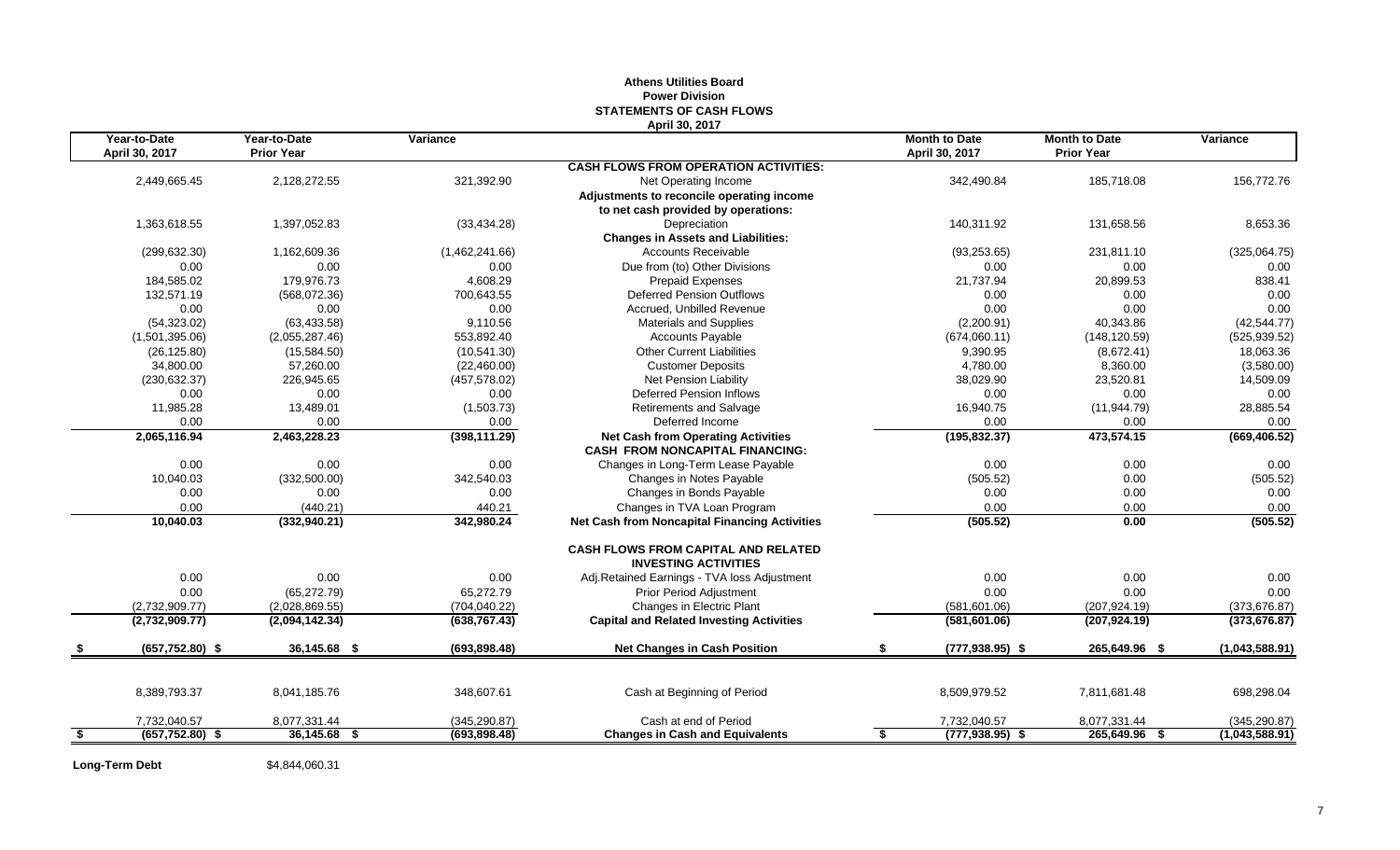# Athens Utilities Board
## Power Division
## STATEMENTS OF CASH FLOWS
### April 30, 2017

| Year-to-Date April 30, 2017 | Year-to-Date Prior Year | Variance | | Month to Date April 30, 2017 | Month to Date Prior Year | Variance |
|---|---|---|---|---|---|---|
| | | | **CASH FLOWS FROM OPERATION ACTIVITIES:** | | | |
| 2,449,665.45 | 2,128,272.55 | 321,392.90 | Net Operating Income | 342,490.84 | 185,718.08 | 156,772.76 |
| | | | **Adjustments to reconcile operating income** | | | |
| | | | **to net cash provided by operations:** | | | |
| 1,363,618.55 | 1,397,052.83 | (33,434.28) | Depreciation | 140,311.92 | 131,658.56 | 8,653.36 |
| | | | **Changes in Assets and Liabilities:** | | | |
| (299,632.30) | 1,162,609.36 | (1,462,241.66) | Accounts Receivable | (93,253.65) | 231,811.10 | (325,064.75) |
| 0.00 | 0.00 | 0.00 | Due from (to) Other Divisions | 0.00 | 0.00 | 0.00 |
| 184,585.02 | 179,976.73 | 4,608.29 | Prepaid Expenses | 21,737.94 | 20,899.53 | 838.41 |
| 132,571.19 | (568,072.36) | 700,643.55 | Deferred Pension Outflows | 0.00 | 0.00 | 0.00 |
| 0.00 | 0.00 | 0.00 | Accrued, Unbilled Revenue | 0.00 | 0.00 | 0.00 |
| (54,323.02) | (63,433.58) | 9,110.56 | Materials and Supplies | (2,200.91) | 40,343.86 | (42,544.77) |
| (1,501,395.06) | (2,055,287.46) | 553,892.40 | Accounts Payable | (674,060.11) | (148,120.59) | (525,939.52) |
| (26,125.80) | (15,584.50) | (10,541.30) | Other Current Liabilities | 9,390.95 | (8,672.41) | 18,063.36 |
| 34,800.00 | 57,260.00 | (22,460.00) | Customer Deposits | 4,780.00 | 8,360.00 | (3,580.00) |
| (230,632.37) | 226,945.65 | (457,578.02) | Net Pension Liability | 38,029.90 | 23,520.81 | 14,509.09 |
| 0.00 | 0.00 | 0.00 | Deferred Pension Inflows | 0.00 | 0.00 | 0.00 |
| 11,985.28 | 13,489.01 | (1,503.73) | Retirements and Salvage | 16,940.75 | (11,944.79) | 28,885.54 |
| 0.00 | 0.00 | 0.00 | Deferred Income | 0.00 | 0.00 | 0.00 |
| **2,065,116.94** | **2,463,228.23** | **(398,111.29)** | **Net Cash from Operating Activities** | **(195,832.37)** | **473,574.15** | **(669,406.52)** |
| | | | **CASH FROM NONCAPITAL FINANCING:** | | | |
| 0.00 | 0.00 | 0.00 | Changes in Long-Term Lease Payable | 0.00 | 0.00 | 0.00 |
| 10,040.03 | (332,500.00) | 342,540.03 | Changes in Notes Payable | (505.52) | 0.00 | (505.52) |
| 0.00 | 0.00 | 0.00 | Changes in Bonds Payable | 0.00 | 0.00 | 0.00 |
| 0.00 | (440.21) | 440.21 | Changes in TVA Loan Program | 0.00 | 0.00 | 0.00 |
| **10,040.03** | **(332,940.21)** | **342,980.24** | **Net Cash from Noncapital Financing Activities** | **(505.52)** | **0.00** | **(505.52)** |
| | | | **CASH FLOWS FROM CAPITAL AND RELATED INVESTING ACTIVITIES** | | | |
| 0.00 | 0.00 | 0.00 | Adj.Retained Earnings - TVA loss Adjustment | 0.00 | 0.00 | 0.00 |
| 0.00 | (65,272.79) | 65,272.79 | Prior Period Adjustment | 0.00 | 0.00 | 0.00 |
| (2,732,909.77) | (2,028,869.55) | (704,040.22) | Changes in Electric Plant | (581,601.06) | (207,924.19) | (373,676.87) |
| **(2,732,909.77)** | **(2,094,142.34)** | **(638,767.43)** | **Capital and Related Investing Activities** | **(581,601.06)** | **(207,924.19)** | **(373,676.87)** |
| **$ (657,752.80) $** | **36,145.68 $** | **(693,898.48)** | **Net Changes in Cash Position** | **$ (777,938.95) $** | **265,649.96 $** | **(1,043,588.91)** |
| 8,389,793.37 | 8,041,185.76 | 348,607.61 | Cash at Beginning of Period | 8,509,979.52 | 7,811,681.48 | 698,298.04 |
| 7,732,040.57 | 8,077,331.44 | (345,290.87) | Cash at end of Period | 7,732,040.57 | 8,077,331.44 | (345,290.87) |
| **$ (657,752.80) $** | **36,145.68 $** | **(693,898.48)** | **Changes in Cash and Equivalents** | **$ (777,938.95) $** | **265,649.96 $** | **(1,043,588.91)** |

**Long-Term Debt** $4,844,060.31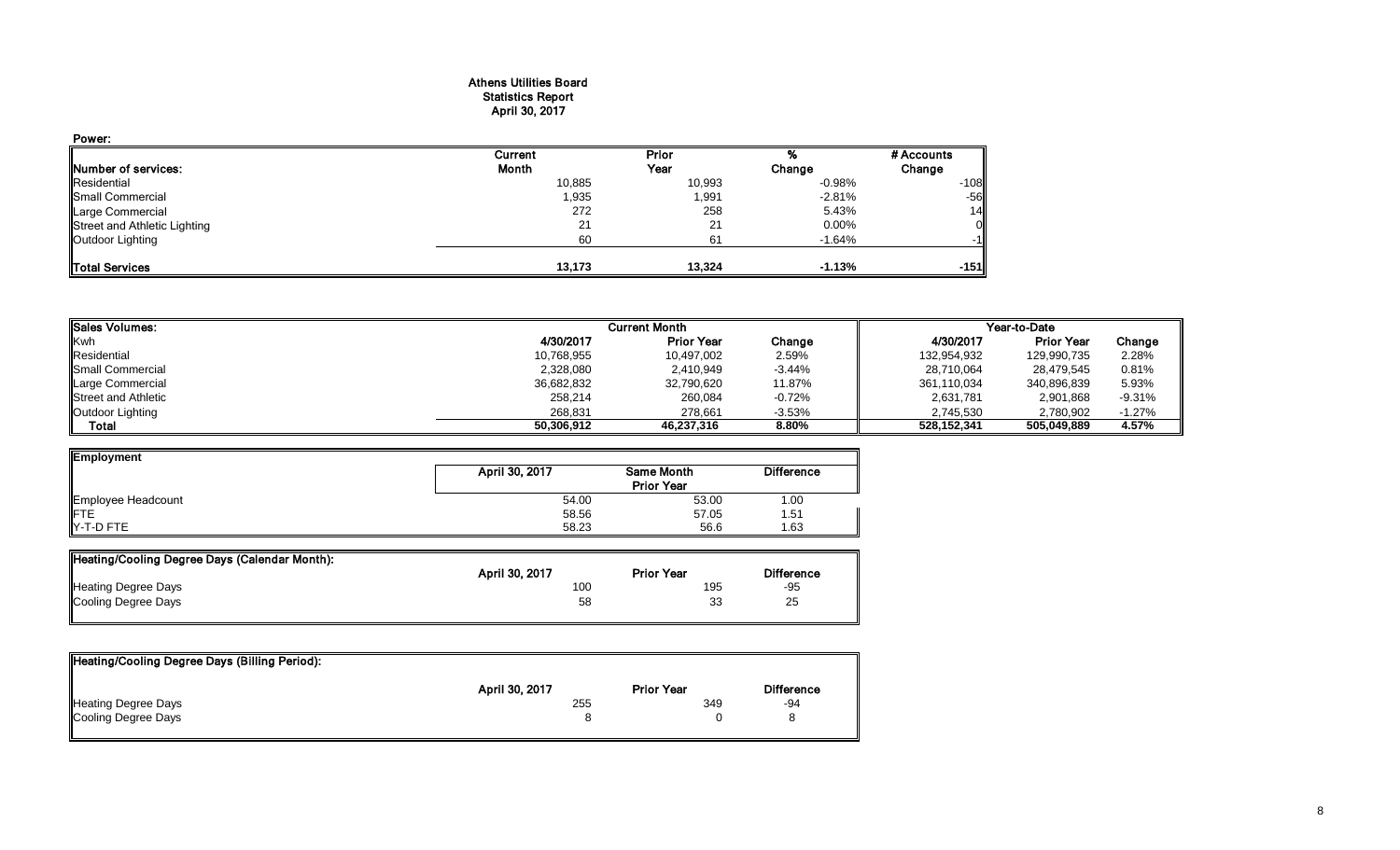# Athens Utilities Board
## Statistics Report
## April 30, 2017

**Power:**

| Number of services: | Current Month | Prior Year | % Change | # Accounts Change |
|---|---|---|---|---|
| Residential | 10,885 | 10,993 | -0.98% | -108 |
| Small Commercial | 1,935 | 1,991 | -2.81% | -56 |
| Large Commercial | 272 | 258 | 5.43% | 14 |
| Street and Athletic Lighting | 21 | 21 | 0.00% | 0 |
| Outdoor Lighting | 60 | 61 | -1.64% | -1 |
| **Total Services** | **13,173** | **13,324** | **-1.13%** | **-151** |

| Sales Volumes: | Current Month | | | Year-to-Date | | |
|---|---|---|---|---|---|---|
| Kwh | 4/30/2017 | Prior Year | Change | 4/30/2017 | Prior Year | Change |
| Residential | 10,768,955 | 10,497,002 | 2.59% | 132,954,932 | 129,990,735 | 2.28% |
| Small Commercial | 2,328,080 | 2,410,949 | -3.44% | 28,710,064 | 28,479,545 | 0.81% |
| Large Commercial | 36,682,832 | 32,790,620 | 11.87% | 361,110,034 | 340,896,839 | 5.93% |
| Street and Athletic | 258,214 | 260,084 | -0.72% | 2,631,781 | 2,901,868 | -9.31% |
| Outdoor Lighting | 268,831 | 278,661 | -3.53% | 2,745,530 | 2,780,902 | -1.27% |
| **Total** | **50,306,912** | **46,237,316** | **8.80%** | **528,152,341** | **505,049,889** | **4.57%** |

| Employment | April 30, 2017 | Same Month Prior Year | Difference |
|---|---|---|---|
| Employee Headcount | 54.00 | 53.00 | 1.00 |
| FTE | 58.56 | 57.05 | 1.51 |
| Y-T-D FTE | 58.23 | 56.6 | 1.63 |

| Heating/Cooling Degree Days (Calendar Month): | April 30, 2017 | Prior Year | Difference |
|---|---|---|---|
| Heating Degree Days | 100 | 195 | -95 |
| Cooling Degree Days | 58 | 33 | 25 |

| Heating/Cooling Degree Days (Billing Period): | April 30, 2017 | Prior Year | Difference |
|---|---|---|---|
| Heating Degree Days | 255 | 349 | -94 |
| Cooling Degree Days | 8 | 0 | 8 |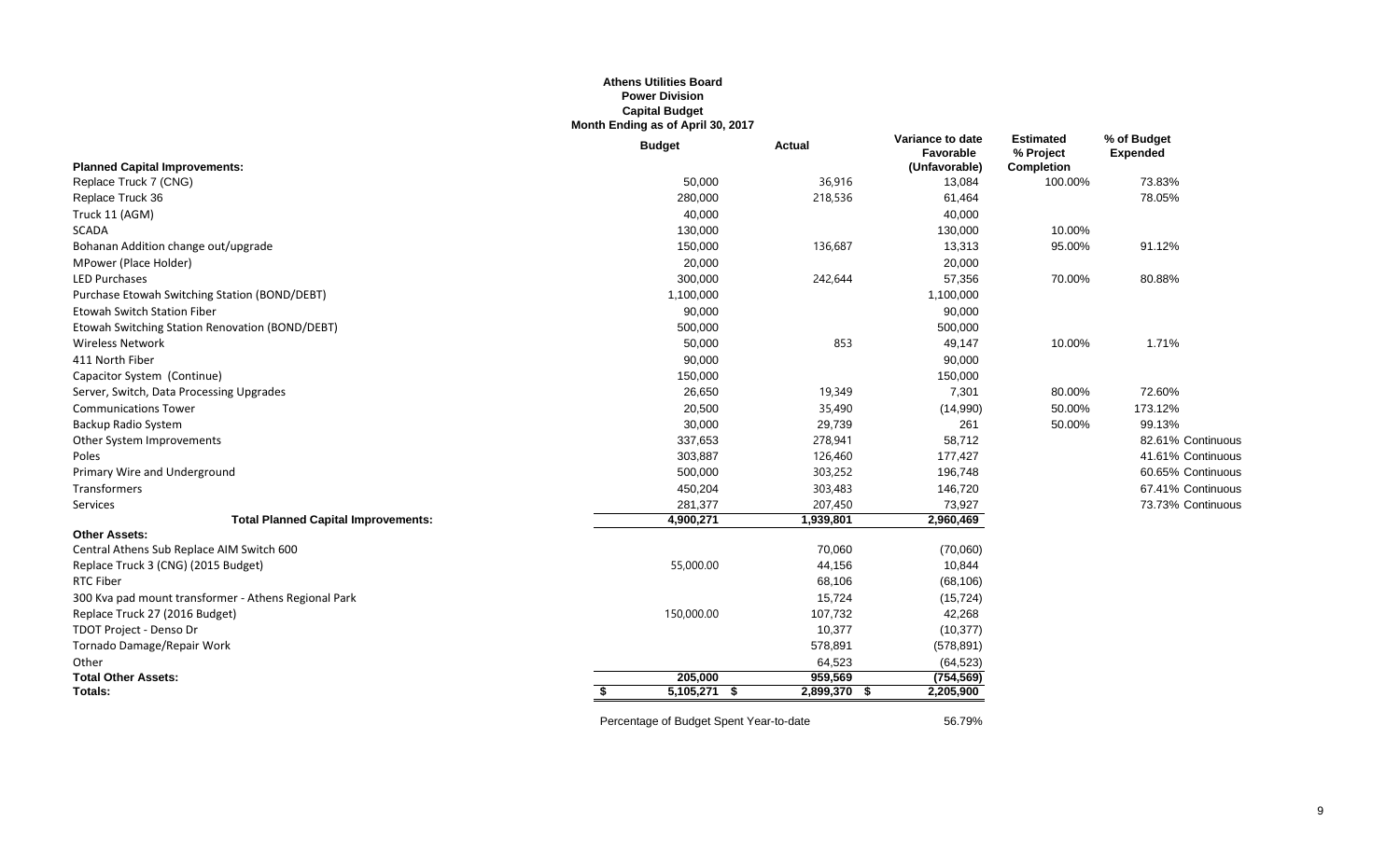**Athens Utilities Board**
**Power Division**
**Capital Budget**
**Month Ending as of April 30, 2017**

| Planned Capital Improvements: | Budget | Actual | Variance to date Favorable (Unfavorable) | Estimated % Project Completion | % of Budget Expended |
|---|---|---|---|---|---|
| Replace Truck 7 (CNG) | 50,000 | 36,916 | 13,084 | 100.00% | 73.83% |
| Replace Truck 36 | 280,000 | 218,536 | 61,464 | | 78.05% |
| Truck 11 (AGM) | 40,000 | | 40,000 | | |
| SCADA | 130,000 | | 130,000 | 10.00% | |
| Bohanan Addition change out/upgrade | 150,000 | 136,687 | 13,313 | 95.00% | 91.12% |
| MPower (Place Holder) | 20,000 | | 20,000 | | |
| LED Purchases | 300,000 | 242,644 | 57,356 | 70.00% | 80.88% |
| Purchase Etowah Switching Station (BOND/DEBT) | 1,100,000 | | 1,100,000 | | |
| Etowah Switch Station Fiber | 90,000 | | 90,000 | | |
| Etowah Switching Station Renovation (BOND/DEBT) | 500,000 | | 500,000 | | |
| Wireless Network | 50,000 | 853 | 49,147 | 10.00% | 1.71% |
| 411 North Fiber | 90,000 | | 90,000 | | |
| Capacitor System (Continue) | 150,000 | | 150,000 | | |
| Server, Switch, Data Processing Upgrades | 26,650 | 19,349 | 7,301 | 80.00% | 72.60% |
| Communications Tower | 20,500 | 35,490 | (14,990) | 50.00% | 173.12% |
| Backup Radio System | 30,000 | 29,739 | 261 | 50.00% | 99.13% |
| Other System Improvements | 337,653 | 278,941 | 58,712 | | 82.61% Continuous |
| Poles | 303,887 | 126,460 | 177,427 | | 41.61% Continuous |
| Primary Wire and Underground | 500,000 | 303,252 | 196,748 | | 60.65% Continuous |
| Transformers | 450,204 | 303,483 | 146,720 | | 67.41% Continuous |
| Services | 281,377 | 207,450 | 73,927 | | 73.73% Continuous |
| **Total Planned Capital Improvements:** | **4,900,271** | **1,939,801** | **2,960,469** | | |
| **Other Assets:** | | | | | |
| Central Athens Sub Replace AIM Switch 600 | | 70,060 | (70,060) | | |
| Replace Truck 3 (CNG) (2015 Budget) | 55,000.00 | 44,156 | 10,844 | | |
| RTC Fiber | | 68,106 | (68,106) | | |
| 300 Kva pad mount transformer - Athens Regional Park | | 15,724 | (15,724) | | |
| Replace Truck 27 (2016 Budget) | 150,000.00 | 107,732 | 42,268 | | |
| TDOT Project - Denso Dr | | 10,377 | (10,377) | | |
| Tornado Damage/Repair Work | | 578,891 | (578,891) | | |
| Other | | 64,523 | (64,523) | | |
| **Total Other Assets:** | **205,000** | **959,569** | **(754,569)** | | |
| **Totals:** | **$ 5,105,271** | **$ 2,899,370** | **$ 2,205,900** | | |

Percentage of Budget Spent Year-to-date 56.79%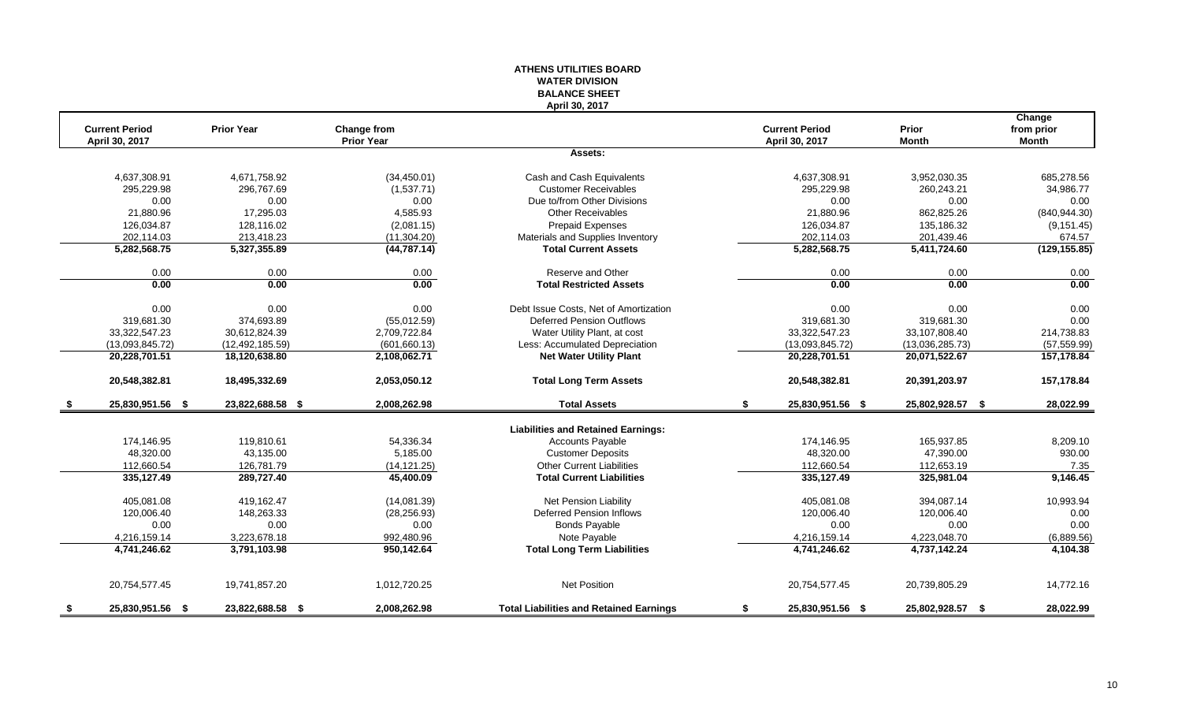**ATHENS UTILITIES BOARD**
**WATER DIVISION**
**BALANCE SHEET**
**April 30, 2017**

| Current Period April 30, 2017 | Prior Year | Change from Prior Year | | Current Period April 30, 2017 | Prior Month | Change from prior Month |
|---|---|---|---|---|---|---|
| | | | **Assets:** | | | |
| 4,637,308.91 | 4,671,758.92 | (34,450.01) | Cash and Cash Equivalents | 4,637,308.91 | 3,952,030.35 | 685,278.56 |
| 295,229.98 | 296,767.69 | (1,537.71) | Customer Receivables | 295,229.98 | 260,243.21 | 34,986.77 |
| 0.00 | 0.00 | 0.00 | Due to/from Other Divisions | 0.00 | 0.00 | 0.00 |
| 21,880.96 | 17,295.03 | 4,585.93 | Other Receivables | 21,880.96 | 862,825.26 | (840,944.30) |
| 126,034.87 | 128,116.02 | (2,081.15) | Prepaid Expenses | 126,034.87 | 135,186.32 | (9,151.45) |
| 202,114.03 | 213,418.23 | (11,304.20) | Materials and Supplies Inventory | 202,114.03 | 201,439.46 | 674.57 |
| **5,282,568.75** | **5,327,355.89** | **(44,787.14)** | **Total Current Assets** | **5,282,568.75** | **5,411,724.60** | **(129,155.85)** |
| 0.00 | 0.00 | 0.00 | Reserve and Other | 0.00 | 0.00 | 0.00 |
| **0.00** | **0.00** | **0.00** | **Total Restricted Assets** | **0.00** | **0.00** | **0.00** |
| 0.00 | 0.00 | 0.00 | Debt Issue Costs, Net of Amortization | 0.00 | 0.00 | 0.00 |
| 319,681.30 | 374,693.89 | (55,012.59) | Deferred Pension Outflows | 319,681.30 | 319,681.30 | 0.00 |
| 33,322,547.23 | 30,612,824.39 | 2,709,722.84 | Water Utility Plant, at cost | 33,322,547.23 | 33,107,808.40 | 214,738.83 |
| (13,093,845.72) | (12,492,185.59) | (601,660.13) | Less: Accumulated Depreciation | (13,093,845.72) | (13,036,285.73) | (57,559.99) |
| **20,228,701.51** | **18,120,638.80** | **2,108,062.71** | **Net Water Utility Plant** | **20,228,701.51** | **20,071,522.67** | **157,178.84** |
| **20,548,382.81** | **18,495,332.69** | **2,053,050.12** | **Total Long Term Assets** | **20,548,382.81** | **20,391,203.97** | **157,178.84** |
| **$ 25,830,951.56** | **$ 23,822,688.58** | **$ 2,008,262.98** | **Total Assets** | **$ 25,830,951.56** | **$ 25,802,928.57** | **$ 28,022.99** |
| | | | **Liabilities and Retained Earnings:** | | | |
| 174,146.95 | 119,810.61 | 54,336.34 | Accounts Payable | 174,146.95 | 165,937.85 | 8,209.10 |
| 48,320.00 | 43,135.00 | 5,185.00 | Customer Deposits | 48,320.00 | 47,390.00 | 930.00 |
| 112,660.54 | 126,781.79 | (14,121.25) | Other Current Liabilities | 112,660.54 | 112,653.19 | 7.35 |
| **335,127.49** | **289,727.40** | **45,400.09** | **Total Current Liabilities** | **335,127.49** | **325,981.04** | **9,146.45** |
| 405,081.08 | 419,162.47 | (14,081.39) | Net Pension Liability | 405,081.08 | 394,087.14 | 10,993.94 |
| 120,006.40 | 148,263.33 | (28,256.93) | Deferred Pension Inflows | 120,006.40 | 120,006.40 | 0.00 |
| 0.00 | 0.00 | 0.00 | Bonds Payable | 0.00 | 0.00 | 0.00 |
| 4,216,159.14 | 3,223,678.18 | 992,480.96 | Note Payable | 4,216,159.14 | 4,223,048.70 | (6,889.56) |
| **4,741,246.62** | **3,791,103.98** | **950,142.64** | **Total Long Term Liabilities** | **4,741,246.62** | **4,737,142.24** | **4,104.38** |
| 20,754,577.45 | 19,741,857.20 | 1,012,720.25 | Net Position | 20,754,577.45 | 20,739,805.29 | 14,772.16 |
| **$ 25,830,951.56** | **$ 23,822,688.58** | **$ 2,008,262.98** | **Total Liabilities and Retained Earnings** | **$ 25,830,951.56** | **$ 25,802,928.57** | **$ 28,022.99** |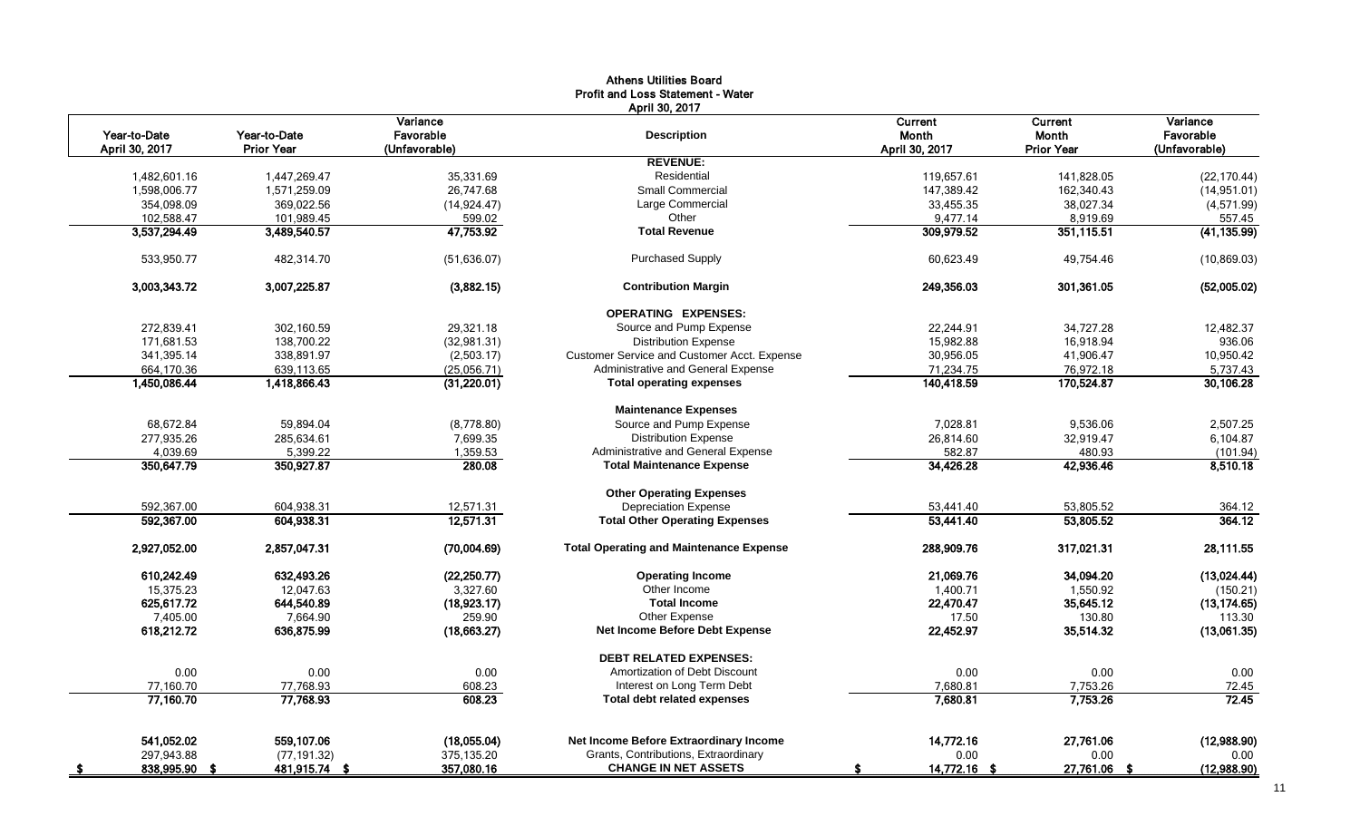# Athens Utilities Board
## Profit and Loss Statement - Water
### April 30, 2017

| Year-to-Date April 30, 2017 | Year-to-Date Prior Year | Variance Favorable (Unfavorable) | Description | Current Month April 30, 2017 | Current Month Prior Year | Variance Favorable (Unfavorable) |
|---|---|---|---|---|---|---|
| | | | **REVENUE:** | | | |
| 1,482,601.16 | 1,447,269.47 | 35,331.69 | Residential | 119,657.61 | 141,828.05 | (22,170.44) |
| 1,598,006.77 | 1,571,259.09 | 26,747.68 | Small Commercial | 147,389.42 | 162,340.43 | (14,951.01) |
| 354,098.09 | 369,022.56 | (14,924.47) | Large Commercial | 33,455.35 | 38,027.34 | (4,571.99) |
| 102,588.47 | 101,989.45 | 599.02 | Other | 9,477.14 | 8,919.69 | 557.45 |
| **3,537,294.49** | **3,489,540.57** | **47,753.92** | **Total Revenue** | **309,979.52** | **351,115.51** | **(41,135.99)** |
| 533,950.77 | 482,314.70 | (51,636.07) | Purchased Supply | 60,623.49 | 49,754.46 | (10,869.03) |
| **3,003,343.72** | **3,007,225.87** | **(3,882.15)** | **Contribution Margin** | **249,356.03** | **301,361.05** | **(52,005.02)** |
| | | | **OPERATING EXPENSES:** | | | |
| 272,839.41 | 302,160.59 | 29,321.18 | Source and Pump Expense | 22,244.91 | 34,727.28 | 12,482.37 |
| 171,681.53 | 138,700.22 | (32,981.31) | Distribution Expense | 15,982.88 | 16,918.94 | 936.06 |
| 341,395.14 | 338,891.97 | (2,503.17) | Customer Service and Customer Acct. Expense | 30,956.05 | 41,906.47 | 10,950.42 |
| 664,170.36 | 639,113.65 | (25,056.71) | Administrative and General Expense | 71,234.75 | 76,972.18 | 5,737.43 |
| **1,450,086.44** | **1,418,866.43** | **(31,220.01)** | **Total operating expenses** | **140,418.59** | **170,524.87** | **30,106.28** |
| | | | **Maintenance Expenses** | | | |
| 68,672.84 | 59,894.04 | (8,778.80) | Source and Pump Expense | 7,028.81 | 9,536.06 | 2,507.25 |
| 277,935.26 | 285,634.61 | 7,699.35 | Distribution Expense | 26,814.60 | 32,919.47 | 6,104.87 |
| 4,039.69 | 5,399.22 | 1,359.53 | Administrative and General Expense | 582.87 | 480.93 | (101.94) |
| **350,647.79** | **350,927.87** | **280.08** | **Total Maintenance Expense** | **34,426.28** | **42,936.46** | **8,510.18** |
| | | | **Other Operating Expenses** | | | |
| 592,367.00 | 604,938.31 | 12,571.31 | Depreciation Expense | 53,441.40 | 53,805.52 | 364.12 |
| **592,367.00** | **604,938.31** | **12,571.31** | **Total Other Operating Expenses** | **53,441.40** | **53,805.52** | **364.12** |
| **2,927,052.00** | **2,857,047.31** | **(70,004.69)** | **Total Operating and Maintenance Expense** | **288,909.76** | **317,021.31** | **28,111.55** |
| **610,242.49** | **632,493.26** | **(22,250.77)** | **Operating Income** | **21,069.76** | **34,094.20** | **(13,024.44)** |
| 15,375.23 | 12,047.63 | 3,327.60 | Other Income | 1,400.71 | 1,550.92 | (150.21) |
| **625,617.72** | **644,540.89** | **(18,923.17)** | **Total Income** | **22,470.47** | **35,645.12** | **(13,174.65)** |
| 7,405.00 | 7,664.90 | 259.90 | Other Expense | 17.50 | 130.80 | 113.30 |
| **618,212.72** | **636,875.99** | **(18,663.27)** | **Net Income Before Debt Expense** | **22,452.97** | **35,514.32** | **(13,061.35)** |
| | | | **DEBT RELATED EXPENSES:** | | | |
| 0.00 | 0.00 | 0.00 | Amortization of Debt Discount | 0.00 | 0.00 | 0.00 |
| 77,160.70 | 77,768.93 | 608.23 | Interest on Long Term Debt | 7,680.81 | 7,753.26 | 72.45 |
| **77,160.70** | **77,768.93** | **608.23** | **Total debt related expenses** | **7,680.81** | **7,753.26** | **72.45** |
| **541,052.02** | **559,107.06** | **(18,055.04)** | **Net Income Before Extraordinary Income** | **14,772.16** | **27,761.06** | **(12,988.90)** |
| 297,943.88 | (77,191.32) | 375,135.20 | Grants, Contributions, Extraordinary | 0.00 | 0.00 | 0.00 |
| **$ 838,995.90** | **$ 481,915.74** | **$ 357,080.16** | **CHANGE IN NET ASSETS** | **$ 14,772.16** | **$ 27,761.06** | **$ (12,988.90)** |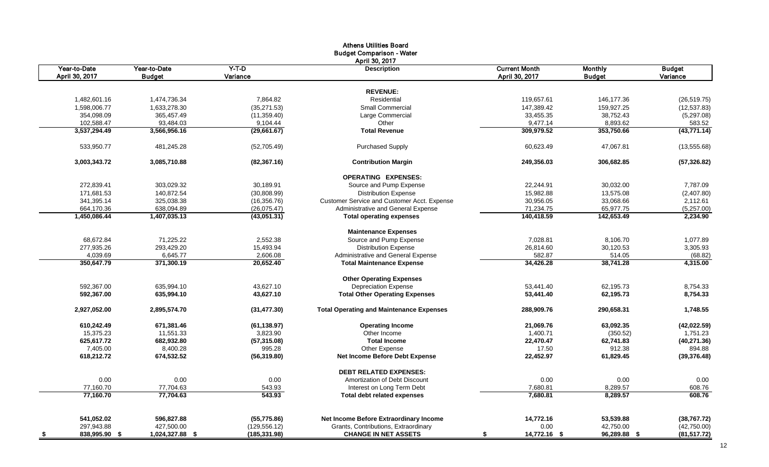# Athens Utilities Board
## Budget Comparison - Water
### April 30, 2017

| Year-to-Date April 30, 2017 | Year-to-Date Budget | Y-T-D Variance | Description | Current Month April 30, 2017 | Monthly Budget | Budget Variance |
|---|---|---|---|---|---|---|
| | | | **REVENUE:** | | | |
| 1,482,601.16 | 1,474,736.34 | 7,864.82 | Residential | 119,657.61 | 146,177.36 | (26,519.75) |
| 1,598,006.77 | 1,633,278.30 | (35,271.53) | Small Commercial | 147,389.42 | 159,927.25 | (12,537.83) |
| 354,098.09 | 365,457.49 | (11,359.40) | Large Commercial | 33,455.35 | 38,752.43 | (5,297.08) |
| 102,588.47 | 93,484.03 | 9,104.44 | Other | 9,477.14 | 8,893.62 | 583.52 |
| **3,537,294.49** | **3,566,956.16** | **(29,661.67)** | **Total Revenue** | **309,979.52** | **353,750.66** | **(43,771.14)** |
| 533,950.77 | 481,245.28 | (52,705.49) | Purchased Supply | 60,623.49 | 47,067.81 | (13,555.68) |
| **3,003,343.72** | **3,085,710.88** | **(82,367.16)** | **Contribution Margin** | **249,356.03** | **306,682.85** | **(57,326.82)** |
| | | | **OPERATING EXPENSES:** | | | |
| 272,839.41 | 303,029.32 | 30,189.91 | Source and Pump Expense | 22,244.91 | 30,032.00 | 7,787.09 |
| 171,681.53 | 140,872.54 | (30,808.99) | Distribution Expense | 15,982.88 | 13,575.08 | (2,407.80) |
| 341,395.14 | 325,038.38 | (16,356.76) | Customer Service and Customer Acct. Expense | 30,956.05 | 33,068.66 | 2,112.61 |
| 664,170.36 | 638,094.89 | (26,075.47) | Administrative and General Expense | 71,234.75 | 65,977.75 | (5,257.00) |
| **1,450,086.44** | **1,407,035.13** | **(43,051.31)** | **Total operating expenses** | **140,418.59** | **142,653.49** | **2,234.90** |
| | | | **Maintenance Expenses** | | | |
| 68,672.84 | 71,225.22 | 2,552.38 | Source and Pump Expense | 7,028.81 | 8,106.70 | 1,077.89 |
| 277,935.26 | 293,429.20 | 15,493.94 | Distribution Expense | 26,814.60 | 30,120.53 | 3,305.93 |
| 4,039.69 | 6,645.77 | 2,606.08 | Administrative and General Expense | 582.87 | 514.05 | (68.82) |
| **350,647.79** | **371,300.19** | **20,652.40** | **Total Maintenance Expense** | **34,426.28** | **38,741.28** | **4,315.00** |
| | | | **Other Operating Expenses** | | | |
| 592,367.00 | 635,994.10 | 43,627.10 | Depreciation Expense | 53,441.40 | 62,195.73 | 8,754.33 |
| **592,367.00** | **635,994.10** | **43,627.10** | **Total Other Operating Expenses** | **53,441.40** | **62,195.73** | **8,754.33** |
| **2,927,052.00** | **2,895,574.70** | **(31,477.30)** | **Total Operating and Maintenance Expenses** | **288,909.76** | **290,658.31** | **1,748.55** |
| **610,242.49** | **671,381.46** | **(61,138.97)** | **Operating Income** | **21,069.76** | **63,092.35** | **(42,022.59)** |
| 15,375.23 | 11,551.33 | 3,823.90 | Other Income | 1,400.71 | (350.52) | 1,751.23 |
| **625,617.72** | **682,932.80** | **(57,315.08)** | **Total Income** | **22,470.47** | **62,741.83** | **(40,271.36)** |
| 7,405.00 | 8,400.28 | 995.28 | Other Expense | 17.50 | 912.38 | 894.88 |
| **618,212.72** | **674,532.52** | **(56,319.80)** | **Net Income Before Debt Expense** | **22,452.97** | **61,829.45** | **(39,376.48)** |
| | | | **DEBT RELATED EXPENSES:** | | | |
| 0.00 | 0.00 | 0.00 | Amortization of Debt Discount | 0.00 | 0.00 | 0.00 |
| 77,160.70 | 77,704.63 | 543.93 | Interest on Long Term Debt | 7,680.81 | 8,289.57 | 608.76 |
| **77,160.70** | **77,704.63** | **543.93** | **Total debt related expenses** | **7,680.81** | **8,289.57** | **608.76** |
| **541,052.02** | **596,827.88** | **(55,775.86)** | **Net Income Before Extraordinary Income** | **14,772.16** | **53,539.88** | **(38,767.72)** |
| 297,943.88 | 427,500.00 | (129,556.12) | Grants, Contributions, Extraordinary | 0.00 | 42,750.00 | (42,750.00) |
| **$ 838,995.90** | **$ 1,024,327.88** | **$ (185,331.98)** | **CHANGE IN NET ASSETS** | **$ 14,772.16** | **$ 96,289.88** | **$ (81,517.72)** |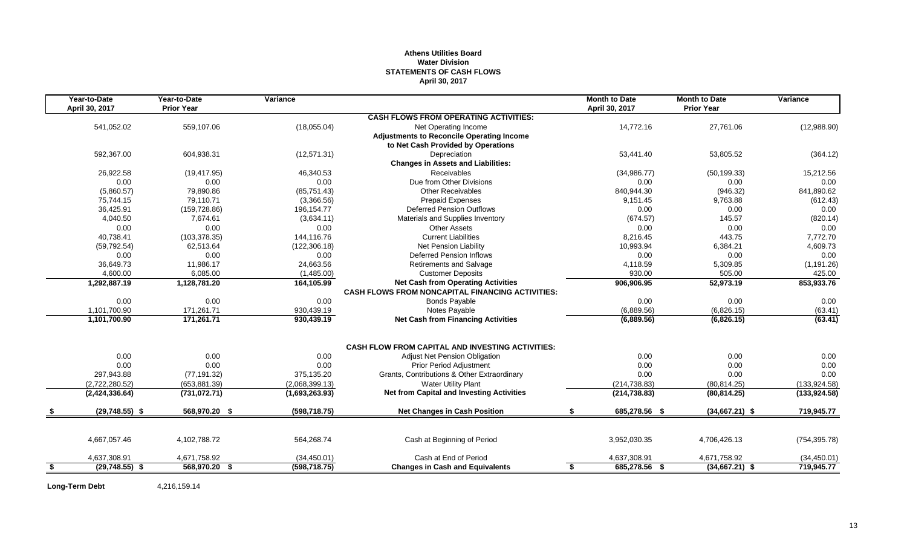**Athens Utilities Board**
**Water Division**
**STATEMENTS OF CASH FLOWS**
**April 30, 2017**

| Year-to-Date April 30, 2017 | Year-to-Date Prior Year | Variance | | Month to Date April 30, 2017 | Month to Date Prior Year | Variance |
|---|---|---|---|---|---|---|
| | | | **CASH FLOWS FROM OPERATING ACTIVITIES:** | | | |
| 541,052.02 | 559,107.06 | (18,055.04) | Net Operating Income | 14,772.16 | 27,761.06 | (12,988.90) |
| | | | **Adjustments to Reconcile Operating Income** | | | |
| | | | **to Net Cash Provided by Operations** | | | |
| 592,367.00 | 604,938.31 | (12,571.31) | Depreciation | 53,441.40 | 53,805.52 | (364.12) |
| | | | **Changes in Assets and Liabilities:** | | | |
| 26,922.58 | (19,417.95) | 46,340.53 | Receivables | (34,986.77) | (50,199.33) | 15,212.56 |
| 0.00 | 0.00 | 0.00 | Due from Other Divisions | 0.00 | 0.00 | 0.00 |
| (5,860.57) | 79,890.86 | (85,751.43) | Other Receivables | 840,944.30 | (946.32) | 841,890.62 |
| 75,744.15 | 79,110.71 | (3,366.56) | Prepaid Expenses | 9,151.45 | 9,763.88 | (612.43) |
| 36,425.91 | (159,728.86) | 196,154.77 | Deferred Pension Outflows | 0.00 | 0.00 | 0.00 |
| 4,040.50 | 7,674.61 | (3,634.11) | Materials and Supplies Inventory | (674.57) | 145.57 | (820.14) |
| 0.00 | 0.00 | 0.00 | Other Assets | 0.00 | 0.00 | 0.00 |
| 40,738.41 | (103,378.35) | 144,116.76 | Current Liabilities | 8,216.45 | 443.75 | 7,772.70 |
| (59,792.54) | 62,513.64 | (122,306.18) | Net Pension Liability | 10,993.94 | 6,384.21 | 4,609.73 |
| 0.00 | 0.00 | 0.00 | Deferred Pension Inflows | 0.00 | 0.00 | 0.00 |
| 36,649.73 | 11,986.17 | 24,663.56 | Retirements and Salvage | 4,118.59 | 5,309.85 | (1,191.26) |
| 4,600.00 | 6,085.00 | (1,485.00) | Customer Deposits | 930.00 | 505.00 | 425.00 |
| **1,292,887.19** | **1,128,781.20** | **164,105.99** | **Net Cash from Operating Activities** | **906,906.95** | **52,973.19** | **853,933.76** |
| | | | **CASH FLOWS FROM NONCAPITAL FINANCING ACTIVITIES:** | | | |
| 0.00 | 0.00 | 0.00 | Bonds Payable | 0.00 | 0.00 | 0.00 |
| 1,101,700.90 | 171,261.71 | 930,439.19 | Notes Payable | (6,889.56) | (6,826.15) | (63.41) |
| **1,101,700.90** | **171,261.71** | **930,439.19** | **Net Cash from Financing Activities** | **(6,889.56)** | **(6,826.15)** | **(63.41)** |
| | | | **CASH FLOW FROM CAPITAL AND INVESTING ACTIVITIES:** | | | |
| 0.00 | 0.00 | 0.00 | Adjust Net Pension Obligation | 0.00 | 0.00 | 0.00 |
| 0.00 | 0.00 | 0.00 | Prior Period Adjustment | 0.00 | 0.00 | 0.00 |
| 297,943.88 | (77,191.32) | 375,135.20 | Grants, Contributions & Other Extraordinary | 0.00 | 0.00 | 0.00 |
| (2,722,280.52) | (653,881.39) | (2,068,399.13) | Water Utility Plant | (214,738.83) | (80,814.25) | (133,924.58) |
| **(2,424,336.64)** | **(731,072.71)** | **(1,693,263.93)** | **Net from Capital and Investing Activities** | **(214,738.83)** | **(80,814.25)** | **(133,924.58)** |
| **$ (29,748.55)** | **$ 568,970.20** | **$ (598,718.75)** | **Net Changes in Cash Position** | **$ 685,278.56** | **$ (34,667.21)** | **$ 719,945.77** |
| 4,667,057.46 | 4,102,788.72 | 564,268.74 | Cash at Beginning of Period | 3,952,030.35 | 4,706,426.13 | (754,395.78) |
| 4,637,308.91 | 4,671,758.92 | (34,450.01) | Cash at End of Period | 4,637,308.91 | 4,671,758.92 | (34,450.01) |
| **$ (29,748.55)** | **$ 568,970.20** | **$ (598,718.75)** | **Changes in Cash and Equivalents** | **$ 685,278.56** | **$ (34,667.21)** | **$ 719,945.77** |

**Long-Term Debt** 4,216,159.14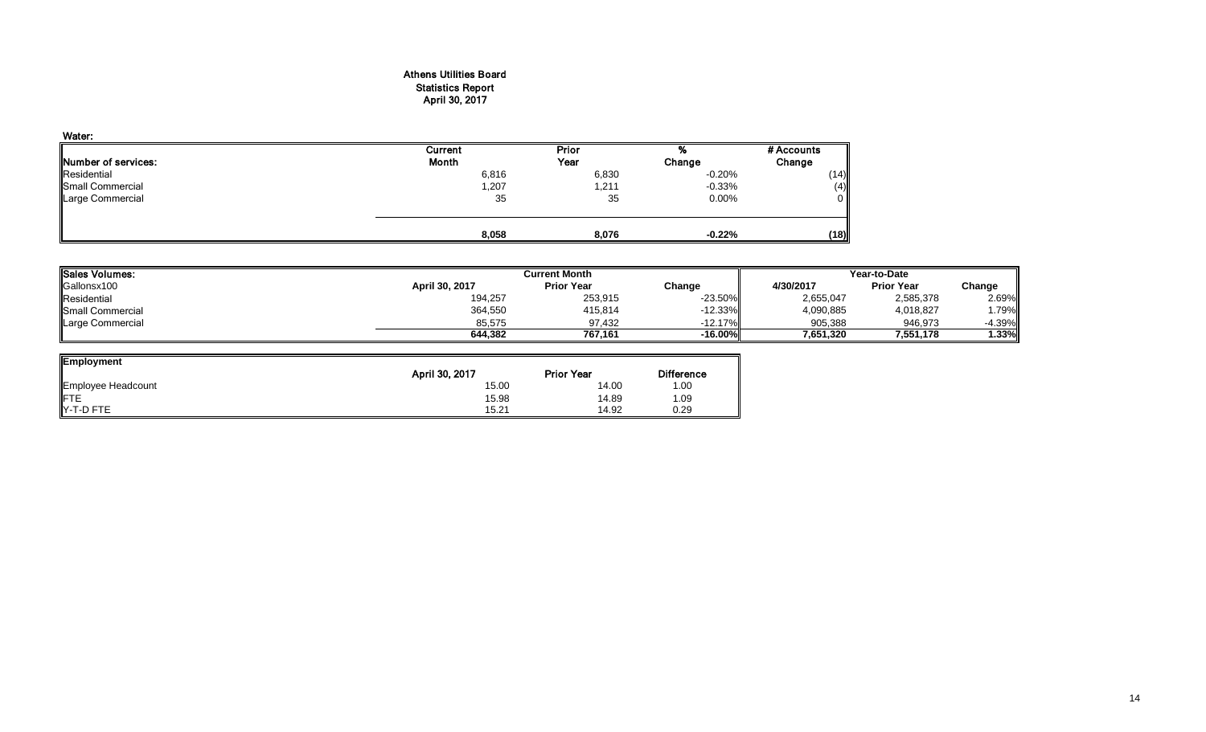# Athens Utilities Board
## Statistics Report
## April 30, 2017

**Water:**

| Number of services: | Current Month | Prior Year | % Change | # Accounts Change |
|---|---|---|---|---|
| Residential | 6,816 | 6,830 | -0.20% | (14) |
| Small Commercial | 1,207 | 1,211 | -0.33% | (4) |
| Large Commercial | 35 | 35 | 0.00% | 0 |
| | **8,058** | **8,076** | **-0.22%** | **(18)** |

| Sales Volumes: | Current Month | | | Year-to-Date | | |
|---|---|---|---|---|---|---|
| Gallonsx100 | April 30, 2017 | Prior Year | Change | 4/30/2017 | Prior Year | Change |
| Residential | 194,257 | 253,915 | -23.50% | 2,655,047 | 2,585,378 | 2.69% |
| Small Commercial | 364,550 | 415,814 | -12.33% | 4,090,885 | 4,018,827 | 1.79% |
| Large Commercial | 85,575 | 97,432 | -12.17% | 905,388 | 946,973 | -4.39% |
| | **644,382** | **767,161** | **-16.00%** | **7,651,320** | **7,551,178** | **1.33%** |

| Employment | April 30, 2017 | Prior Year | Difference |
|---|---|---|---|
| Employee Headcount | 15.00 | 14.00 | 1.00 |
| FTE | 15.98 | 14.89 | 1.09 |
| Y-T-D FTE | 15.21 | 14.92 | 0.29 |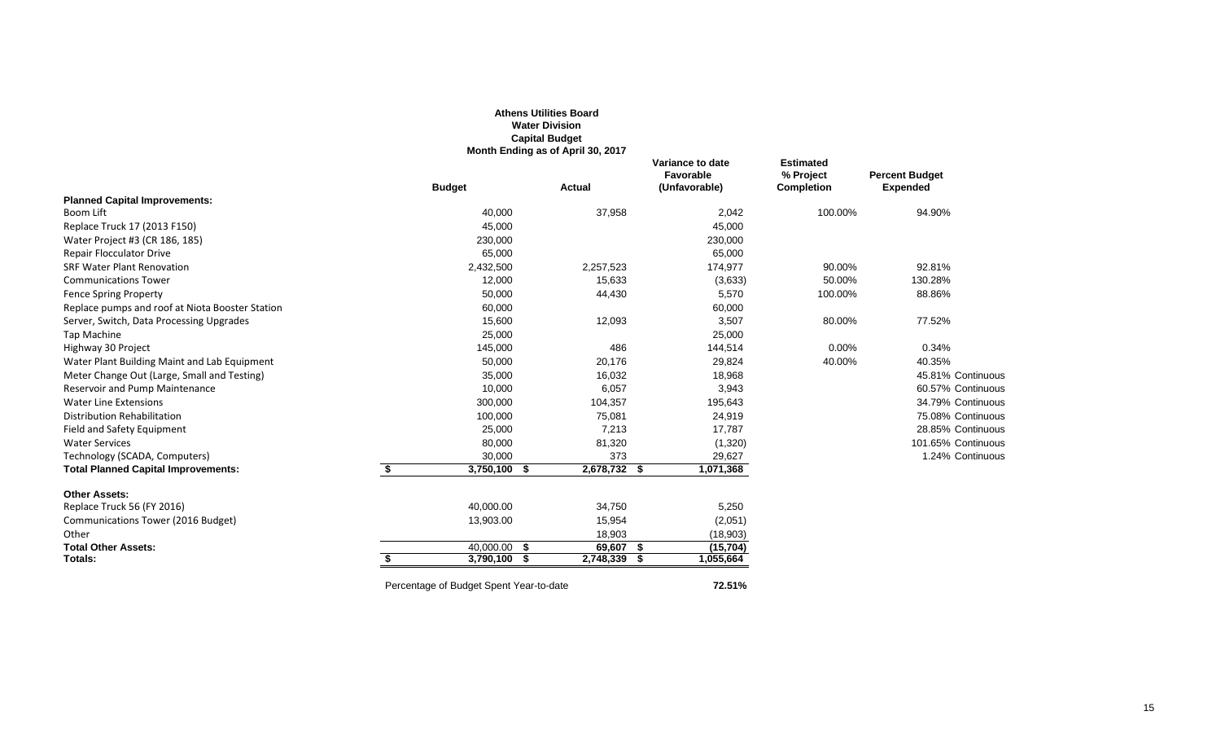**Athens Utilities Board**
**Water Division**
**Capital Budget**
**Month Ending as of April 30, 2017**

| | Budget | Actual | Variance to date Favorable (Unfavorable) | Estimated % Project Completion | Percent Budget Expended | |
|---|---|---|---|---|---|---|
| **Planned Capital Improvements:** | | | | | | |
| Boom Lift | 40,000 | 37,958 | 2,042 | 100.00% | 94.90% | |
| Replace Truck 17 (2013 F150) | 45,000 | | 45,000 | | | |
| Water Project #3 (CR 186, 185) | 230,000 | | 230,000 | | | |
| Repair Flocculator Drive | 65,000 | | 65,000 | | | |
| SRF Water Plant Renovation | 2,432,500 | 2,257,523 | 174,977 | 90.00% | 92.81% | |
| Communications Tower | 12,000 | 15,633 | (3,633) | 50.00% | 130.28% | |
| Fence Spring Property | 50,000 | 44,430 | 5,570 | 100.00% | 88.86% | |
| Replace pumps and roof at Niota Booster Station | 60,000 | | 60,000 | | | |
| Server, Switch, Data Processing Upgrades | 15,600 | 12,093 | 3,507 | 80.00% | 77.52% | |
| Tap Machine | 25,000 | | 25,000 | | | |
| Highway 30 Project | 145,000 | 486 | 144,514 | 0.00% | 0.34% | |
| Water Plant Building Maint and Lab Equipment | 50,000 | 20,176 | 29,824 | 40.00% | 40.35% | |
| Meter Change Out (Large, Small and Testing) | 35,000 | 16,032 | 18,968 | | 45.81% | Continuous |
| Reservoir and Pump Maintenance | 10,000 | 6,057 | 3,943 | | 60.57% | Continuous |
| Water Line Extensions | 300,000 | 104,357 | 195,643 | | 34.79% | Continuous |
| Distribution Rehabilitation | 100,000 | 75,081 | 24,919 | | 75.08% | Continuous |
| Field and Safety Equipment | 25,000 | 7,213 | 17,787 | | 28.85% | Continuous |
| Water Services | 80,000 | 81,320 | (1,320) | | 101.65% | Continuous |
| Technology (SCADA, Computers) | 30,000 | 373 | 29,627 | | 1.24% | Continuous |
| **Total Planned Capital Improvements:** | **$ 3,750,100** | **$ 2,678,732** | **$ 1,071,368** | | | |
| | | | | | | |
| **Other Assets:** | | | | | | |
| Replace Truck 56 (FY 2016) | 40,000.00 | 34,750 | 5,250 | | | |
| Communications Tower (2016 Budget) | 13,903.00 | 15,954 | (2,051) | | | |
| Other | | 18,903 | (18,903) | | | |
| **Total Other Assets:** | 40,000.00 | **$ 69,607** | **$ (15,704)** | | | |
| **Totals:** | **$ 3,790,100** | **$ 2,748,339** | **$ 1,055,664** | | | |
| | | | | | | |
| Percentage of Budget Spent Year-to-date | | | **72.51%** | | | |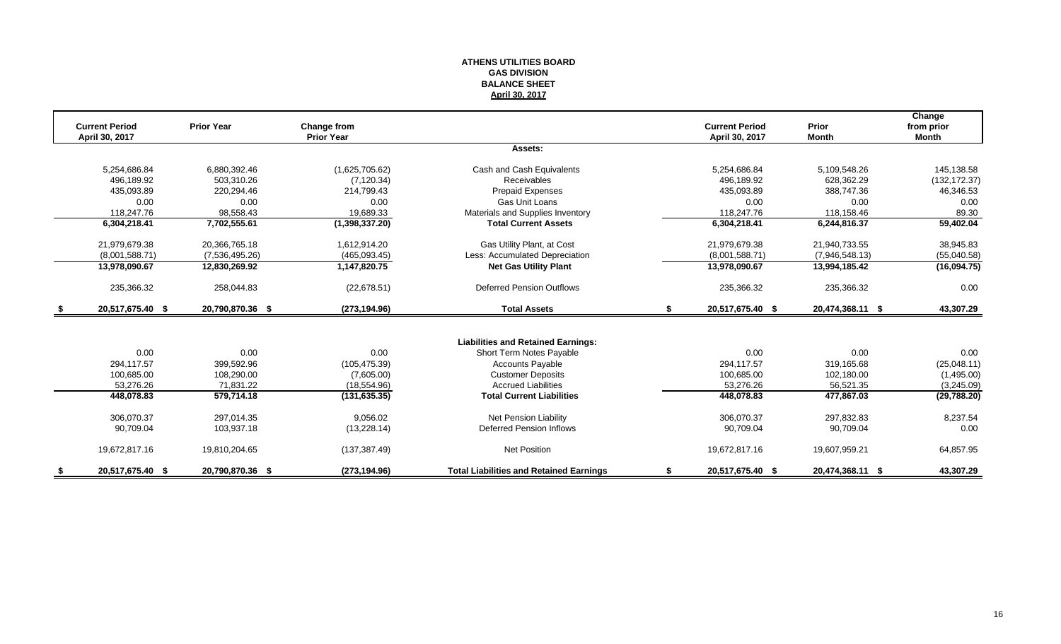**ATHENS UTILITIES BOARD**
**GAS DIVISION**
**BALANCE SHEET**
**April 30, 2017**

| Current Period April 30, 2017 | Prior Year | Change from Prior Year | | Current Period April 30, 2017 | Prior Month | Change from prior Month |
|---|---|---|---|---|---|---|
| | | | **Assets:** | | | |
| 5,254,686.84 | 6,880,392.46 | (1,625,705.62) | Cash and Cash Equivalents | 5,254,686.84 | 5,109,548.26 | 145,138.58 |
| 496,189.92 | 503,310.26 | (7,120.34) | Receivables | 496,189.92 | 628,362.29 | (132,172.37) |
| 435,093.89 | 220,294.46 | 214,799.43 | Prepaid Expenses | 435,093.89 | 388,747.36 | 46,346.53 |
| 0.00 | 0.00 | 0.00 | Gas Unit Loans | 0.00 | 0.00 | 0.00 |
| 118,247.76 | 98,558.43 | 19,689.33 | Materials and Supplies Inventory | 118,247.76 | 118,158.46 | 89.30 |
| **6,304,218.41** | **7,702,555.61** | **(1,398,337.20)** | **Total Current Assets** | **6,304,218.41** | **6,244,816.37** | **59,402.04** |
| 21,979,679.38 | 20,366,765.18 | 1,612,914.20 | Gas Utility Plant, at Cost | 21,979,679.38 | 21,940,733.55 | 38,945.83 |
| (8,001,588.71) | (7,536,495.26) | (465,093.45) | Less: Accumulated Depreciation | (8,001,588.71) | (7,946,548.13) | (55,040.58) |
| **13,978,090.67** | **12,830,269.92** | **1,147,820.75** | **Net Gas Utility Plant** | **13,978,090.67** | **13,994,185.42** | **(16,094.75)** |
| 235,366.32 | 258,044.83 | (22,678.51) | Deferred Pension Outflows | 235,366.32 | 235,366.32 | 0.00 |
| **$ 20,517,675.40** | **$ 20,790,870.36** | **$ (273,194.96)** | **Total Assets** | **$ 20,517,675.40** | **$ 20,474,368.11** | **$ 43,307.29** |
| | | | **Liabilities and Retained Earnings:** | | | |
| 0.00 | 0.00 | 0.00 | Short Term Notes Payable | 0.00 | 0.00 | 0.00 |
| 294,117.57 | 399,592.96 | (105,475.39) | Accounts Payable | 294,117.57 | 319,165.68 | (25,048.11) |
| 100,685.00 | 108,290.00 | (7,605.00) | Customer Deposits | 100,685.00 | 102,180.00 | (1,495.00) |
| 53,276.26 | 71,831.22 | (18,554.96) | Accrued Liabilities | 53,276.26 | 56,521.35 | (3,245.09) |
| **448,078.83** | **579,714.18** | **(131,635.35)** | **Total Current Liabilities** | **448,078.83** | **477,867.03** | **(29,788.20)** |
| 306,070.37 | 297,014.35 | 9,056.02 | Net Pension Liability | 306,070.37 | 297,832.83 | 8,237.54 |
| 90,709.04 | 103,937.18 | (13,228.14) | Deferred Pension Inflows | 90,709.04 | 90,709.04 | 0.00 |
| 19,672,817.16 | 19,810,204.65 | (137,387.49) | Net Position | 19,672,817.16 | 19,607,959.21 | 64,857.95 |
| **$ 20,517,675.40** | **$ 20,790,870.36** | **$ (273,194.96)** | **Total Liabilities and Retained Earnings** | **$ 20,517,675.40** | **$ 20,474,368.11** | **$ 43,307.29** |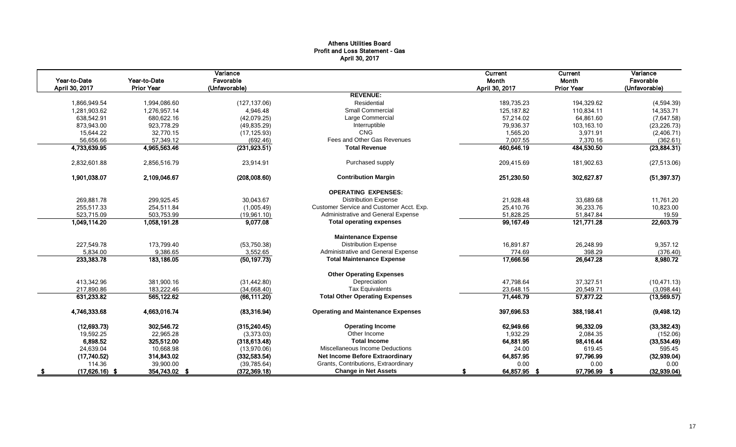**Athens Utilities Board**
**Profit and Loss Statement - Gas**
**April 30, 2017**

| Year-to-Date April 30, 2017 | Year-to-Date Prior Year | Variance Favorable (Unfavorable) | | Current Month April 30, 2017 | Current Month Prior Year | Variance Favorable (Unfavorable) |
|---|---|---|---|---|---|---|
| | | | **REVENUE:** | | | |
| 1,866,949.54 | 1,994,086.60 | (127,137.06) | Residential | 189,735.23 | 194,329.62 | (4,594.39) |
| 1,281,903.62 | 1,276,957.14 | 4,946.48 | Small Commercial | 125,187.82 | 110,834.11 | 14,353.71 |
| 638,542.91 | 680,622.16 | (42,079.25) | Large Commercial | 57,214.02 | 64,861.60 | (7,647.58) |
| 873,943.00 | 923,778.29 | (49,835.29) | Interruptible | 79,936.37 | 103,163.10 | (23,226.73) |
| 15,644.22 | 32,770.15 | (17,125.93) | CNG | 1,565.20 | 3,971.91 | (2,406.71) |
| 56,656.66 | 57,349.12 | (692.46) | Fees and Other Gas Revenues | 7,007.55 | 7,370.16 | (362.61) |
| **4,733,639.95** | **4,965,563.46** | **(231,923.51)** | **Total Revenue** | **460,646.19** | **484,530.50** | **(23,884.31)** |
| 2,832,601.88 | 2,856,516.79 | 23,914.91 | Purchased supply | 209,415.69 | 181,902.63 | (27,513.06) |
| **1,901,038.07** | **2,109,046.67** | **(208,008.60)** | **Contribution Margin** | **251,230.50** | **302,627.87** | **(51,397.37)** |
| | | | **OPERATING EXPENSES:** | | | |
| 269,881.78 | 299,925.45 | 30,043.67 | Distribution Expense | 21,928.48 | 33,689.68 | 11,761.20 |
| 255,517.33 | 254,511.84 | (1,005.49) | Customer Service and Customer Acct. Exp. | 25,410.76 | 36,233.76 | 10,823.00 |
| 523,715.09 | 503,753.99 | (19,961.10) | Administrative and General Expense | 51,828.25 | 51,847.84 | 19.59 |
| **1,049,114.20** | **1,058,191.28** | **9,077.08** | **Total operating expenses** | **99,167.49** | **121,771.28** | **22,603.79** |
| | | | **Maintenance Expense** | | | |
| 227,549.78 | 173,799.40 | (53,750.38) | Distribution Expense | 16,891.87 | 26,248.99 | 9,357.12 |
| 5,834.00 | 9,386.65 | 3,552.65 | Administrative and General Expense | 774.69 | 398.29 | (376.40) |
| **233,383.78** | **183,186.05** | **(50,197.73)** | **Total Maintenance Expense** | **17,666.56** | **26,647.28** | **8,980.72** |
| | | | **Other Operating Expenses** | | | |
| 413,342.96 | 381,900.16 | (31,442.80) | Depreciation | 47,798.64 | 37,327.51 | (10,471.13) |
| 217,890.86 | 183,222.46 | (34,668.40) | Tax Equivalents | 23,648.15 | 20,549.71 | (3,098.44) |
| **631,233.82** | **565,122.62** | **(66,111.20)** | **Total Other Operating Expenses** | **71,446.79** | **57,877.22** | **(13,569.57)** |
| **4,746,333.68** | **4,663,016.74** | **(83,316.94)** | **Operating and Maintenance Expenses** | **397,696.53** | **388,198.41** | **(9,498.12)** |
| **(12,693.73)** | **302,546.72** | **(315,240.45)** | **Operating Income** | **62,949.66** | **96,332.09** | **(33,382.43)** |
| 19,592.25 | 22,965.28 | (3,373.03) | Other Income | 1,932.29 | 2,084.35 | (152.06) |
| **6,898.52** | **325,512.00** | **(318,613.48)** | **Total Income** | **64,881.95** | **98,416.44** | **(33,534.49)** |
| 24,639.04 | 10,668.98 | (13,970.06) | Miscellaneous Income Deductions | 24.00 | 619.45 | 595.45 |
| **(17,740.52)** | **314,843.02** | **(332,583.54)** | **Net Income Before Extraordinary** | **64,857.95** | **97,796.99** | **(32,939.04)** |
| 114.36 | 39,900.00 | (39,785.64) | Grants, Contributions, Extraordinary | 0.00 | 0.00 | 0.00 |
| **$ (17,626.16)** | **$ 354,743.02** | **$ (372,369.18)** | **Change in Net Assets** | **$ 64,857.95** | **$ 97,796.99** | **$ (32,939.04)** |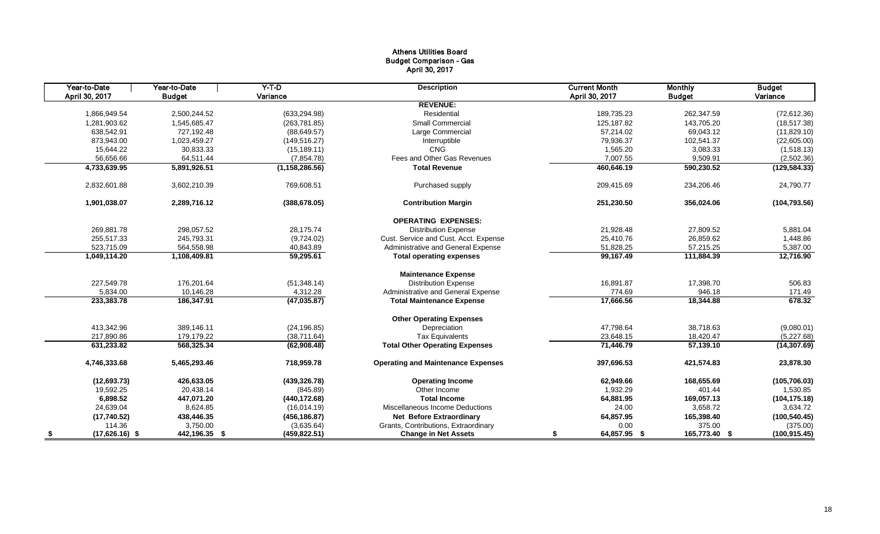# Athens Utilities Board
## Budget Comparison - Gas
### April 30, 2017

| Year-to-Date April 30, 2017 | Year-to-Date Budget | Y-T-D Variance | Description | Current Month April 30, 2017 | Monthly Budget | Budget Variance |
|---|---|---|---|---|---|---|
| | | | **REVENUE:** | | | |
| 1,866,949.54 | 2,500,244.52 | (633,294.98) | Residential | 189,735.23 | 262,347.59 | (72,612.36) |
| 1,281,903.62 | 1,545,685.47 | (263,781.85) | Small Commercial | 125,187.82 | 143,705.20 | (18,517.38) |
| 638,542.91 | 727,192.48 | (88,649.57) | Large Commercial | 57,214.02 | 69,043.12 | (11,829.10) |
| 873,943.00 | 1,023,459.27 | (149,516.27) | Interruptible | 79,936.37 | 102,541.37 | (22,605.00) |
| 15,644.22 | 30,833.33 | (15,189.11) | CNG | 1,565.20 | 3,083.33 | (1,518.13) |
| 56,656.66 | 64,511.44 | (7,854.78) | Fees and Other Gas Revenues | 7,007.55 | 9,509.91 | (2,502.36) |
| **4,733,639.95** | **5,891,926.51** | **(1,158,286.56)** | **Total Revenue** | **460,646.19** | **590,230.52** | **(129,584.33)** |
| 2,832,601.88 | 3,602,210.39 | 769,608.51 | Purchased supply | 209,415.69 | 234,206.46 | 24,790.77 |
| **1,901,038.07** | **2,289,716.12** | **(388,678.05)** | **Contribution Margin** | **251,230.50** | **356,024.06** | **(104,793.56)** |
| | | | **OPERATING EXPENSES:** | | | |
| 269,881.78 | 298,057.52 | 28,175.74 | Distribution Expense | 21,928.48 | 27,809.52 | 5,881.04 |
| 255,517.33 | 245,793.31 | (9,724.02) | Cust. Service and Cust. Acct. Expense | 25,410.76 | 26,859.62 | 1,448.86 |
| 523,715.09 | 564,558.98 | 40,843.89 | Administrative and General Expense | 51,828.25 | 57,215.25 | 5,387.00 |
| **1,049,114.20** | **1,108,409.81** | **59,295.61** | **Total operating expenses** | **99,167.49** | **111,884.39** | **12,716.90** |
| | | | **Maintenance Expense** | | | |
| 227,549.78 | 176,201.64 | (51,348.14) | Distribution Expense | 16,891.87 | 17,398.70 | 506.83 |
| 5,834.00 | 10,146.28 | 4,312.28 | Administrative and General Expense | 774.69 | 946.18 | 171.49 |
| **233,383.78** | **186,347.91** | **(47,035.87)** | **Total Maintenance Expense** | **17,666.56** | **18,344.88** | **678.32** |
| | | | **Other Operating Expenses** | | | |
| 413,342.96 | 389,146.11 | (24,196.85) | Depreciation | 47,798.64 | 38,718.63 | (9,080.01) |
| 217,890.86 | 179,179.22 | (38,711.64) | Tax Equivalents | 23,648.15 | 18,420.47 | (5,227.68) |
| **631,233.82** | **568,325.34** | **(62,908.48)** | **Total Other Operating Expenses** | **71,446.79** | **57,139.10** | **(14,307.69)** |
| **4,746,333.68** | **5,465,293.46** | **718,959.78** | **Operating and Maintenance Expenses** | **397,696.53** | **421,574.83** | **23,878.30** |
| **(12,693.73)** | **426,633.05** | **(439,326.78)** | **Operating Income** | **62,949.66** | **168,655.69** | **(105,706.03)** |
| 19,592.25 | 20,438.14 | (845.89) | Other Income | 1,932.29 | 401.44 | 1,530.85 |
| **6,898.52** | **447,071.20** | **(440,172.68)** | **Total Income** | **64,881.95** | **169,057.13** | **(104,175.18)** |
| 24,639.04 | 8,624.85 | (16,014.19) | Miscellaneous Income Deductions | 24.00 | 3,658.72 | 3,634.72 |
| **(17,740.52)** | **438,446.35** | **(456,186.87)** | **Net Before Extraordinary** | **64,857.95** | **165,398.40** | **(100,540.45)** |
| 114.36 | 3,750.00 | (3,635.64) | Grants, Contributions, Extraordinary | 0.00 | 375.00 | (375.00) |
| **$ (17,626.16)** | **$ 442,196.35** | **$ (459,822.51)** | **Change in Net Assets** | **$ 64,857.95** | **$ 165,773.40** | **$ (100,915.45)** |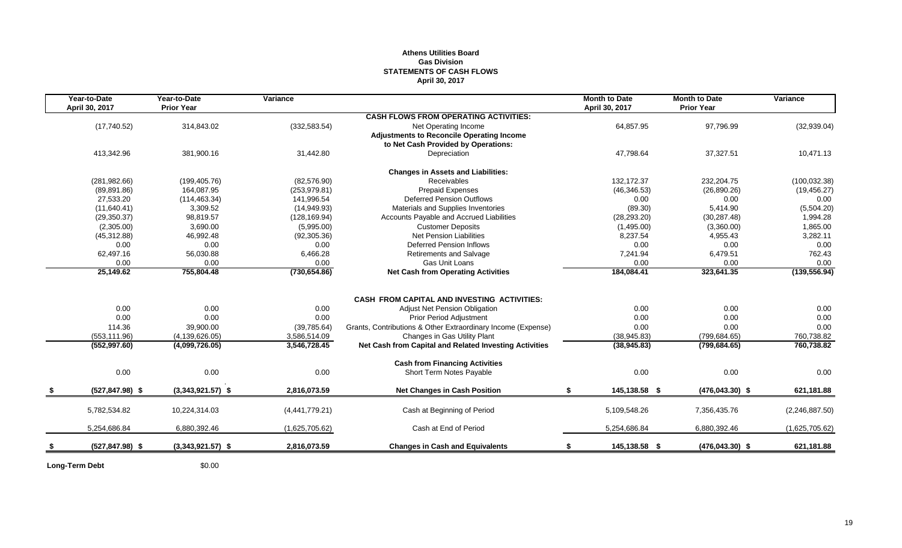**Athens Utilities Board**
**Gas Division**
**STATEMENTS OF CASH FLOWS**
**April 30, 2017**

| Year-to-Date April 30, 2017 | Year-to-Date Prior Year | Variance | | Month to Date April 30, 2017 | Month to Date Prior Year | Variance |
|---|---|---|---|---|---|---|
| | | | **CASH FLOWS FROM OPERATING ACTIVITIES:** | | | |
| (17,740.52) | 314,843.02 | (332,583.54) | Net Operating Income | 64,857.95 | 97,796.99 | (32,939.04) |
| | | | **Adjustments to Reconcile Operating Income to Net Cash Provided by Operations:** | | | |
| 413,342.96 | 381,900.16 | 31,442.80 | Depreciation | 47,798.64 | 37,327.51 | 10,471.13 |
| | | | **Changes in Assets and Liabilities:** | | | |
| (281,982.66) | (199,405.76) | (82,576.90) | Receivables | 132,172.37 | 232,204.75 | (100,032.38) |
| (89,891.86) | 164,087.95 | (253,979.81) | Prepaid Expenses | (46,346.53) | (26,890.26) | (19,456.27) |
| 27,533.20 | (114,463.34) | 141,996.54 | Deferred Pension Outflows | 0.00 | 0.00 | 0.00 |
| (11,640.41) | 3,309.52 | (14,949.93) | Materials and Supplies Inventories | (89.30) | 5,414.90 | (5,504.20) |
| (29,350.37) | 98,819.57 | (128,169.94) | Accounts Payable and Accrued Liabilities | (28,293.20) | (30,287.48) | 1,994.28 |
| (2,305.00) | 3,690.00 | (5,995.00) | Customer Deposits | (1,495.00) | (3,360.00) | 1,865.00 |
| (45,312.88) | 46,992.48 | (92,305.36) | Net Pension Liabilities | 8,237.54 | 4,955.43 | 3,282.11 |
| 0.00 | 0.00 | 0.00 | Deferred Pension Inflows | 0.00 | 0.00 | 0.00 |
| 62,497.16 | 56,030.88 | 6,466.28 | Retirements and Salvage | 7,241.94 | 6,479.51 | 762.43 |
| 0.00 | 0.00 | 0.00 | Gas Unit Loans | 0.00 | 0.00 | 0.00 |
| **25,149.62** | **755,804.48** | **(730,654.86)** | **Net Cash from Operating Activities** | **184,084.41** | **323,641.35** | **(139,556.94)** |
| | | | **CASH FROM CAPITAL AND INVESTING ACTIVITIES:** | | | |
| 0.00 | 0.00 | 0.00 | Adjust Net Pension Obligation | 0.00 | 0.00 | 0.00 |
| 0.00 | 0.00 | 0.00 | Prior Period Adjustment | 0.00 | 0.00 | 0.00 |
| 114.36 | 39,900.00 | (39,785.64) | Grants, Contributions & Other Extraordinary Income (Expense) | 0.00 | 0.00 | 0.00 |
| (553,111.96) | (4,139,626.05) | 3,586,514.09 | Changes in Gas Utility Plant | (38,945.83) | (799,684.65) | 760,738.82 |
| **(552,997.60)** | **(4,099,726.05)** | **3,546,728.45** | **Net Cash from Capital and Related Investing Activities** | **(38,945.83)** | **(799,684.65)** | **760,738.82** |
| | | | **Cash from Financing Activities** | | | |
| 0.00 | 0.00 | 0.00 | Short Term Notes Payable | 0.00 | 0.00 | 0.00 |
| **$ (527,847.98)** | **$ (3,343,921.57)** | **$ 2,816,073.59** | **Net Changes in Cash Position** | **$ 145,138.58** | **$ (476,043.30)** | **$ 621,181.88** |
| 5,782,534.82 | 10,224,314.03 | (4,441,779.21) | Cash at Beginning of Period | 5,109,548.26 | 7,356,435.76 | (2,246,887.50) |
| 5,254,686.84 | 6,880,392.46 | (1,625,705.62) | Cash at End of Period | 5,254,686.84 | 6,880,392.46 | (1,625,705.62) |
| **$ (527,847.98)** | **$ (3,343,921.57)** | **$ 2,816,073.59** | **Changes in Cash and Equivalents** | **$ 145,138.58** | **$ (476,043.30)** | **$ 621,181.88** |

**Long-Term Debt** $0.00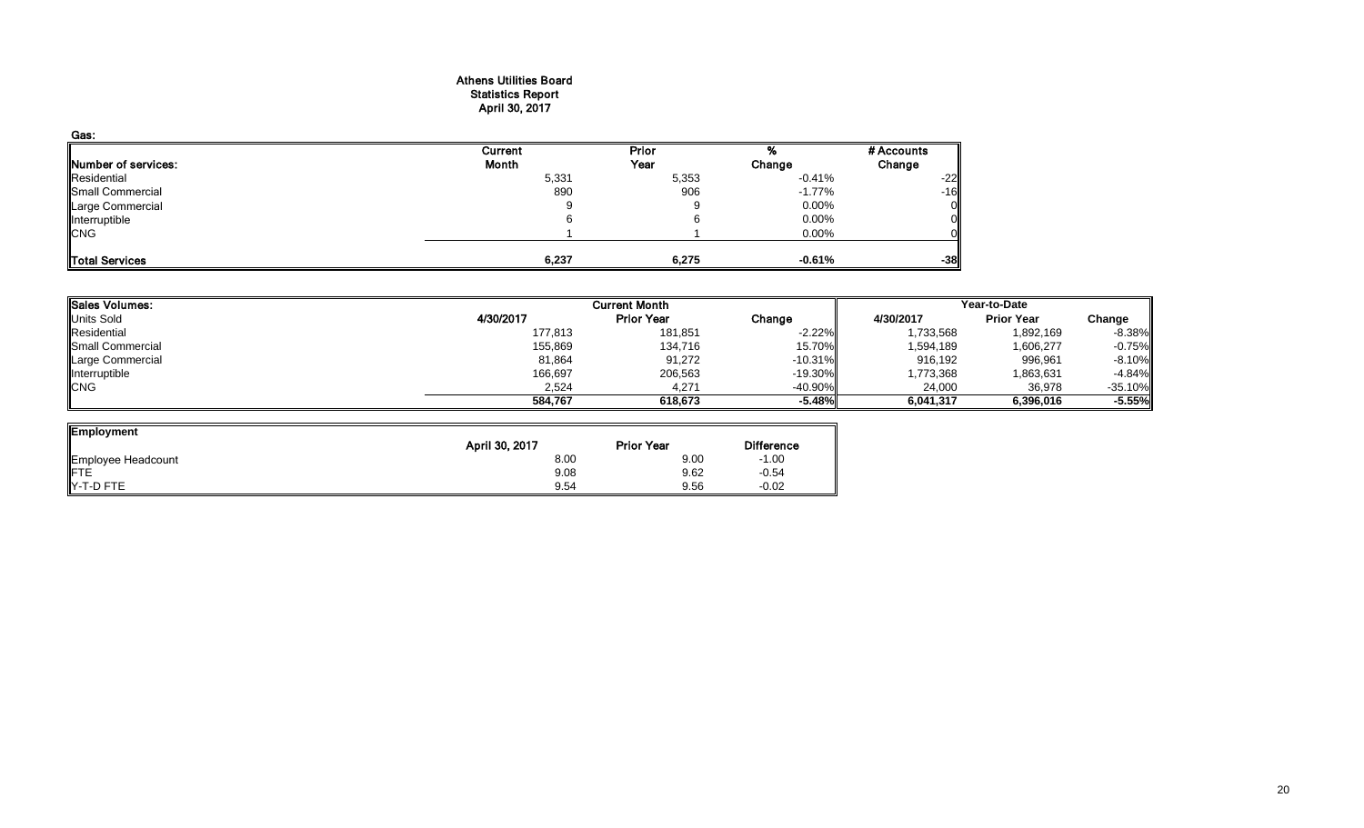# Athens Utilities Board
## Statistics Report
## April 30, 2017

**Gas:**

| Number of services: | Current Month | Prior Year | % Change | # Accounts Change |
|---|---|---|---|---|
| Residential | 5,331 | 5,353 | -0.41% | -22 |
| Small Commercial | 890 | 906 | -1.77% | -16 |
| Large Commercial | 9 | 9 | 0.00% | 0 |
| Interruptible | 6 | 6 | 0.00% | 0 |
| CNG | 1 | 1 | 0.00% | 0 |
| **Total Services** | **6,237** | **6,275** | **-0.61%** | **-38** |

| Sales Volumes: | Current Month | | | Year-to-Date | | |
|---|---|---|---|---|---|---|
| Units Sold | 4/30/2017 | Prior Year | Change | 4/30/2017 | Prior Year | Change |
| Residential | 177,813 | 181,851 | -2.22% | 1,733,568 | 1,892,169 | -8.38% |
| Small Commercial | 155,869 | 134,716 | 15.70% | 1,594,189 | 1,606,277 | -0.75% |
| Large Commercial | 81,864 | 91,272 | -10.31% | 916,192 | 996,961 | -8.10% |
| Interruptible | 166,697 | 206,563 | -19.30% | 1,773,368 | 1,863,631 | -4.84% |
| CNG | 2,524 | 4,271 | -40.90% | 24,000 | 36,978 | -35.10% |
| | **584,767** | **618,673** | **-5.48%** | **6,041,317** | **6,396,016** | **-5.55%** |

| Employment | April 30, 2017 | Prior Year | Difference |
|---|---|---|---|
| Employee Headcount | 8.00 | 9.00 | -1.00 |
| FTE | 9.08 | 9.62 | -0.54 |
| Y-T-D FTE | 9.54 | 9.56 | -0.02 |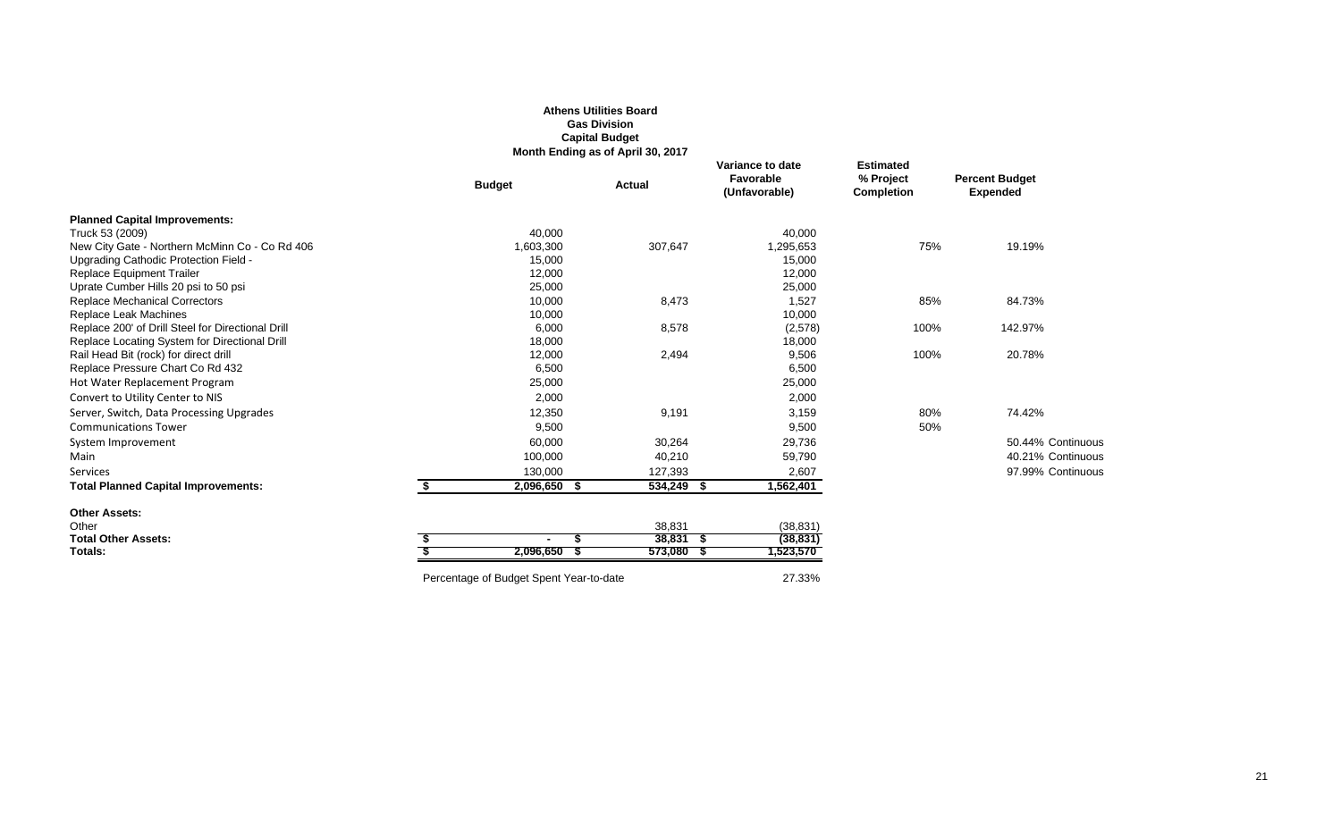**Athens Utilities Board**
**Gas Division**
**Capital Budget**
**Month Ending as of April 30, 2017**

| | Budget | Actual | Variance to date Favorable (Unfavorable) | Estimated % Project Completion | Percent Budget Expended |
|---|---|---|---|---|---|
| **Planned Capital Improvements:** | | | | | |
| Truck 53 (2009) | 40,000 | | 40,000 | | |
| New City Gate - Northern McMinn Co - Co Rd 406 | 1,603,300 | 307,647 | 1,295,653 | 75% | 19.19% |
| Upgrading Cathodic Protection Field - | 15,000 | | 15,000 | | |
| Replace Equipment Trailer | 12,000 | | 12,000 | | |
| Uprate Cumber Hills 20 psi to 50 psi | 25,000 | | 25,000 | | |
| Replace Mechanical Correctors | 10,000 | 8,473 | 1,527 | 85% | 84.73% |
| Replace Leak Machines | 10,000 | | 10,000 | | |
| Replace 200' of Drill Steel for Directional Drill | 6,000 | 8,578 | (2,578) | 100% | 142.97% |
| Replace Locating System for Directional Drill | 18,000 | | 18,000 | | |
| Rail Head Bit (rock) for direct drill | 12,000 | 2,494 | 9,506 | 100% | 20.78% |
| Replace Pressure Chart Co Rd 432 | 6,500 | | 6,500 | | |
| Hot Water Replacement Program | 25,000 | | 25,000 | | |
| Convert to Utility Center to NIS | 2,000 | | 2,000 | | |
| Server, Switch, Data Processing Upgrades | 12,350 | 9,191 | 3,159 | 80% | 74.42% |
| Communications Tower | 9,500 | | 9,500 | 50% | |
| System Improvement | 60,000 | 30,264 | 29,736 | | 50.44% Continuous |
| Main | 100,000 | 40,210 | 59,790 | | 40.21% Continuous |
| Services | 130,000 | 127,393 | 2,607 | | 97.99% Continuous |
| **Total Planned Capital Improvements:** | $ 2,096,650 | $ 534,249 | $ 1,562,401 | | |
| **Other Assets:** | | | | | |
| Other | | 38,831 | (38,831) | | |
| **Total Other Assets:** | $ - | $ 38,831 | $ (38,831) | | |
| **Totals:** | $ 2,096,650 | $ 573,080 | $ 1,523,570 | | |

Percentage of Budget Spent Year-to-date 27.33%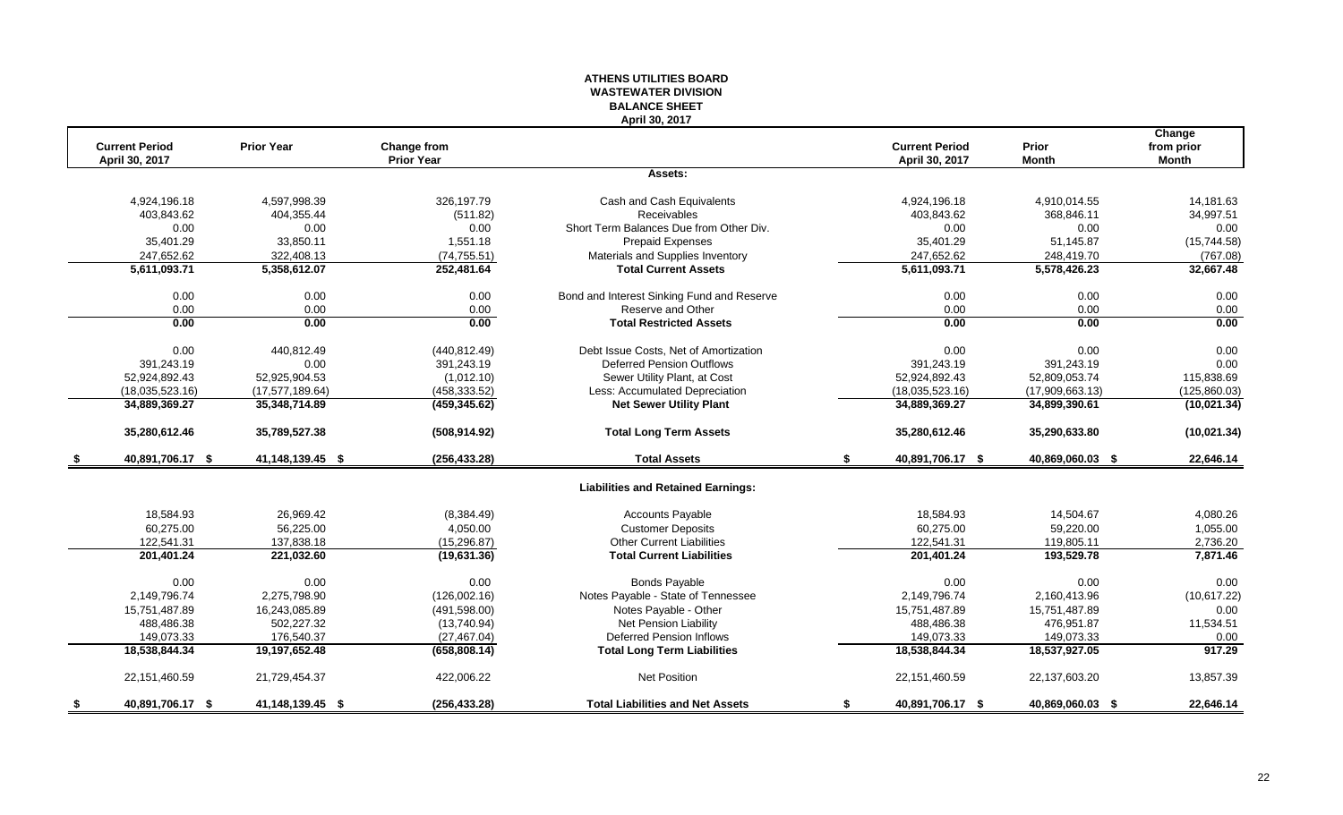**ATHENS UTILITIES BOARD**
**WASTEWATER DIVISION**
**BALANCE SHEET**
**April 30, 2017**

| Current Period April 30, 2017 | Prior Year | Change from Prior Year | | Current Period April 30, 2017 | Prior Month | Change from prior Month |
|---|---|---|---|---|---|---|
| | | | **Assets:** | | | |
| 4,924,196.18 | 4,597,998.39 | 326,197.79 | Cash and Cash Equivalents | 4,924,196.18 | 4,910,014.55 | 14,181.63 |
| 403,843.62 | 404,355.44 | (511.82) | Receivables | 403,843.62 | 368,846.11 | 34,997.51 |
| 0.00 | 0.00 | 0.00 | Short Term Balances Due from Other Div. | 0.00 | 0.00 | 0.00 |
| 35,401.29 | 33,850.11 | 1,551.18 | Prepaid Expenses | 35,401.29 | 51,145.87 | (15,744.58) |
| 247,652.62 | 322,408.13 | (74,755.51) | Materials and Supplies Inventory | 247,652.62 | 248,419.70 | (767.08) |
| **5,611,093.71** | **5,358,612.07** | **252,481.64** | **Total Current Assets** | **5,611,093.71** | **5,578,426.23** | **32,667.48** |
| 0.00 | 0.00 | 0.00 | Bond and Interest Sinking Fund and Reserve | 0.00 | 0.00 | 0.00 |
| 0.00 | 0.00 | 0.00 | Reserve and Other | 0.00 | 0.00 | 0.00 |
| **0.00** | **0.00** | **0.00** | **Total Restricted Assets** | **0.00** | **0.00** | **0.00** |
| 0.00 | 440,812.49 | (440,812.49) | Debt Issue Costs, Net of Amortization | 0.00 | 0.00 | 0.00 |
| 391,243.19 | 0.00 | 391,243.19 | Deferred Pension Outflows | 391,243.19 | 391,243.19 | 0.00 |
| 52,924,892.43 | 52,925,904.53 | (1,012.10) | Sewer Utility Plant, at Cost | 52,924,892.43 | 52,809,053.74 | 115,838.69 |
| (18,035,523.16) | (17,577,189.64) | (458,333.52) | Less: Accumulated Depreciation | (18,035,523.16) | (17,909,663.13) | (125,860.03) |
| **34,889,369.27** | **35,348,714.89** | **(459,345.62)** | **Net Sewer Utility Plant** | **34,889,369.27** | **34,899,390.61** | **(10,021.34)** |
| **35,280,612.46** | **35,789,527.38** | **(508,914.92)** | **Total Long Term Assets** | **35,280,612.46** | **35,290,633.80** | **(10,021.34)** |
| **$ 40,891,706.17** | **$ 41,148,139.45** | **$ (256,433.28)** | **Total Assets** | **$ 40,891,706.17** | **$ 40,869,060.03** | **$ 22,646.14** |
| | | | **Liabilities and Retained Earnings:** | | | |
| 18,584.93 | 26,969.42 | (8,384.49) | Accounts Payable | 18,584.93 | 14,504.67 | 4,080.26 |
| 60,275.00 | 56,225.00 | 4,050.00 | Customer Deposits | 60,275.00 | 59,220.00 | 1,055.00 |
| 122,541.31 | 137,838.18 | (15,296.87) | Other Current Liabilities | 122,541.31 | 119,805.11 | 2,736.20 |
| **201,401.24** | **221,032.60** | **(19,631.36)** | **Total Current Liabilities** | **201,401.24** | **193,529.78** | **7,871.46** |
| 0.00 | 0.00 | 0.00 | Bonds Payable | 0.00 | 0.00 | 0.00 |
| 2,149,796.74 | 2,275,798.90 | (126,002.16) | Notes Payable - State of Tennessee | 2,149,796.74 | 2,160,413.96 | (10,617.22) |
| 15,751,487.89 | 16,243,085.89 | (491,598.00) | Notes Payable - Other | 15,751,487.89 | 15,751,487.89 | 0.00 |
| 488,486.38 | 502,227.32 | (13,740.94) | Net Pension Liability | 488,486.38 | 476,951.87 | 11,534.51 |
| 149,073.33 | 176,540.37 | (27,467.04) | Deferred Pension Inflows | 149,073.33 | 149,073.33 | 0.00 |
| **18,538,844.34** | **19,197,652.48** | **(658,808.14)** | **Total Long Term Liabilities** | **18,538,844.34** | **18,537,927.05** | **917.29** |
| 22,151,460.59 | 21,729,454.37 | 422,006.22 | Net Position | 22,151,460.59 | 22,137,603.20 | 13,857.39 |
| **$ 40,891,706.17** | **$ 41,148,139.45** | **$ (256,433.28)** | **Total Liabilities and Net Assets** | **$ 40,891,706.17** | **$ 40,869,060.03** | **$ 22,646.14** |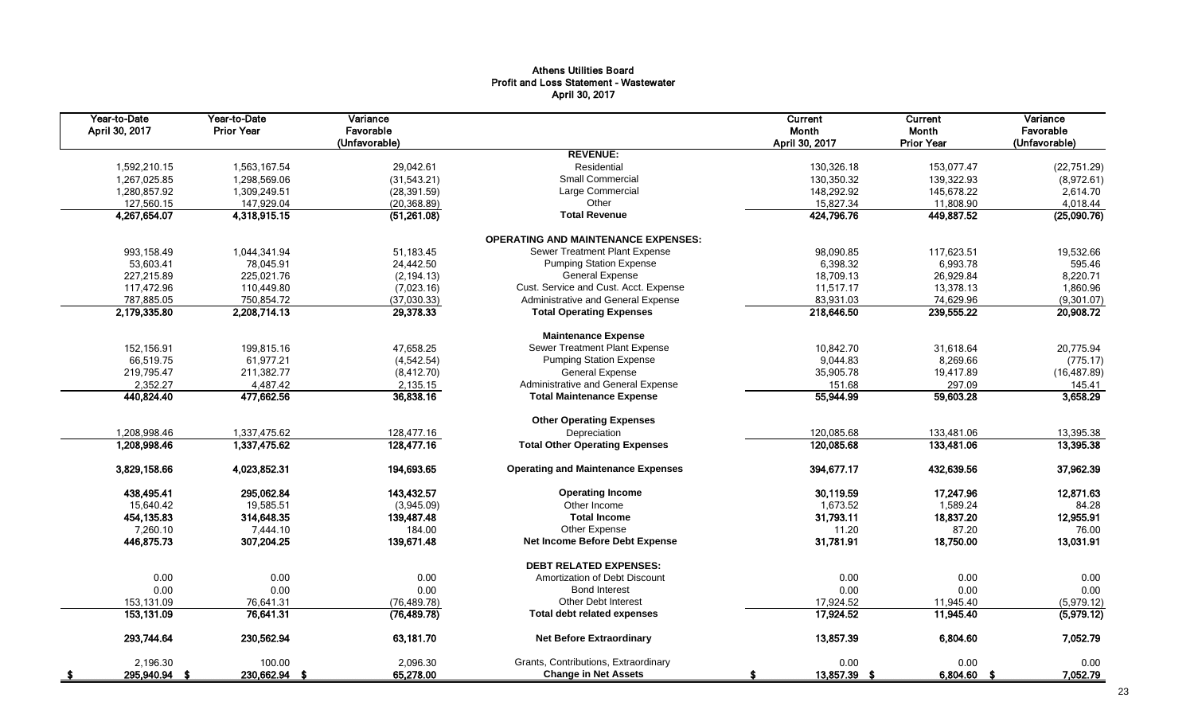# Athens Utilities Board
## Profit and Loss Statement - Wastewater
### April 30, 2017

| Year-to-Date April 30, 2017 | Year-to-Date Prior Year | Variance Favorable (Unfavorable) | | Current Month April 30, 2017 | Current Month Prior Year | Variance Favorable (Unfavorable) |
|---|---|---|---|---|---|---|
| | | | **REVENUE:** | | | |
| 1,592,210.15 | 1,563,167.54 | 29,042.61 | Residential | 130,326.18 | 153,077.47 | (22,751.29) |
| 1,267,025.85 | 1,298,569.06 | (31,543.21) | Small Commercial | 130,350.32 | 139,322.93 | (8,972.61) |
| 1,280,857.92 | 1,309,249.51 | (28,391.59) | Large Commercial | 148,292.92 | 145,678.22 | 2,614.70 |
| 127,560.15 | 147,929.04 | (20,368.89) | Other | 15,827.34 | 11,808.90 | 4,018.44 |
| **4,267,654.07** | **4,318,915.15** | **(51,261.08)** | **Total Revenue** | **424,796.76** | **449,887.52** | **(25,090.76)** |
| | | | **OPERATING AND MAINTENANCE EXPENSES:** | | | |
| 993,158.49 | 1,044,341.94 | 51,183.45 | Sewer Treatment Plant Expense | 98,090.85 | 117,623.51 | 19,532.66 |
| 53,603.41 | 78,045.91 | 24,442.50 | Pumping Station Expense | 6,398.32 | 6,993.78 | 595.46 |
| 227,215.89 | 225,021.76 | (2,194.13) | General Expense | 18,709.13 | 26,929.84 | 8,220.71 |
| 117,472.96 | 110,449.80 | (7,023.16) | Cust. Service and Cust. Acct. Expense | 11,517.17 | 13,378.13 | 1,860.96 |
| 787,885.05 | 750,854.72 | (37,030.33) | Administrative and General Expense | 83,931.03 | 74,629.96 | (9,301.07) |
| **2,179,335.80** | **2,208,714.13** | **29,378.33** | **Total Operating Expenses** | **218,646.50** | **239,555.22** | **20,908.72** |
| | | | **Maintenance Expense** | | | |
| 152,156.91 | 199,815.16 | 47,658.25 | Sewer Treatment Plant Expense | 10,842.70 | 31,618.64 | 20,775.94 |
| 66,519.75 | 61,977.21 | (4,542.54) | Pumping Station Expense | 9,044.83 | 8,269.66 | (775.17) |
| 219,795.47 | 211,382.77 | (8,412.70) | General Expense | 35,905.78 | 19,417.89 | (16,487.89) |
| 2,352.27 | 4,487.42 | 2,135.15 | Administrative and General Expense | 151.68 | 297.09 | 145.41 |
| **440,824.40** | **477,662.56** | **36,838.16** | **Total Maintenance Expense** | **55,944.99** | **59,603.28** | **3,658.29** |
| | | | **Other Operating Expenses** | | | |
| 1,208,998.46 | 1,337,475.62 | 128,477.16 | Depreciation | 120,085.68 | 133,481.06 | 13,395.38 |
| **1,208,998.46** | **1,337,475.62** | **128,477.16** | **Total Other Operating Expenses** | **120,085.68** | **133,481.06** | **13,395.38** |
| **3,829,158.66** | **4,023,852.31** | **194,693.65** | **Operating and Maintenance Expenses** | **394,677.17** | **432,639.56** | **37,962.39** |
| **438,495.41** | **295,062.84** | **143,432.57** | **Operating Income** | **30,119.59** | **17,247.96** | **12,871.63** |
| 15,640.42 | 19,585.51 | (3,945.09) | Other Income | 1,673.52 | 1,589.24 | 84.28 |
| **454,135.83** | **314,648.35** | **139,487.48** | **Total Income** | **31,793.11** | **18,837.20** | **12,955.91** |
| 7,260.10 | 7,444.10 | 184.00 | Other Expense | 11.20 | 87.20 | 76.00 |
| **446,875.73** | **307,204.25** | **139,671.48** | **Net Income Before Debt Expense** | **31,781.91** | **18,750.00** | **13,031.91** |
| | | | **DEBT RELATED EXPENSES:** | | | |
| 0.00 | 0.00 | 0.00 | Amortization of Debt Discount | 0.00 | 0.00 | 0.00 |
| 0.00 | 0.00 | 0.00 | Bond Interest | 0.00 | 0.00 | 0.00 |
| 153,131.09 | 76,641.31 | (76,489.78) | Other Debt Interest | 17,924.52 | 11,945.40 | (5,979.12) |
| **153,131.09** | **76,641.31** | **(76,489.78)** | **Total debt related expenses** | **17,924.52** | **11,945.40** | **(5,979.12)** |
| **293,744.64** | **230,562.94** | **63,181.70** | **Net Before Extraordinary** | **13,857.39** | **6,804.60** | **7,052.79** |
| 2,196.30 | 100.00 | 2,096.30 | Grants, Contributions, Extraordinary | 0.00 | 0.00 | 0.00 |
| **$ 295,940.94** | **$ 230,662.94** | **$ 65,278.00** | **Change in Net Assets** | **$ 13,857.39** | **$ 6,804.60** | **$ 7,052.79** |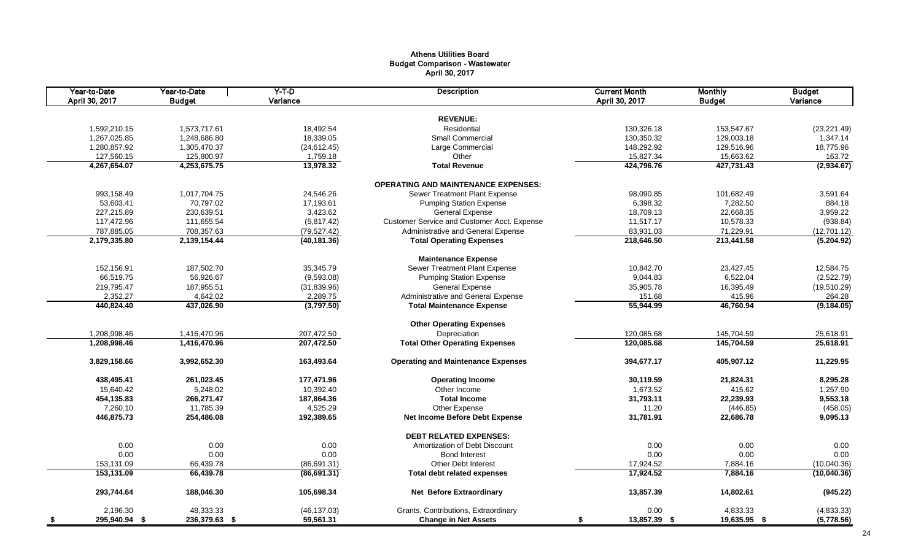# Athens Utilities Board
## Budget Comparison - Wastewater
### April 30, 2017

| Year-to-Date April 30, 2017 | Year-to-Date Budget | Y-T-D Variance | Description | Current Month April 30, 2017 | Monthly Budget | Budget Variance |
|---|---|---|---|---|---|---|
| | | | **REVENUE:** | | | |
| 1,592,210.15 | 1,573,717.61 | 18,492.54 | Residential | 130,326.18 | 153,547.67 | (23,221.49) |
| 1,267,025.85 | 1,248,686.80 | 18,339.05 | Small Commercial | 130,350.32 | 129,003.18 | 1,347.14 |
| 1,280,857.92 | 1,305,470.37 | (24,612.45) | Large Commercial | 148,292.92 | 129,516.96 | 18,775.96 |
| 127,560.15 | 125,800.97 | 1,759.18 | Other | 15,827.34 | 15,663.62 | 163.72 |
| **4,267,654.07** | **4,253,675.75** | **13,978.32** | **Total Revenue** | **424,796.76** | **427,731.43** | **(2,934.67)** |
| | | | **OPERATING AND MAINTENANCE EXPENSES:** | | | |
| 993,158.49 | 1,017,704.75 | 24,546.26 | Sewer Treatment Plant Expense | 98,090.85 | 101,682.49 | 3,591.64 |
| 53,603.41 | 70,797.02 | 17,193.61 | Pumping Station Expense | 6,398.32 | 7,282.50 | 884.18 |
| 227,215.89 | 230,639.51 | 3,423.62 | General Expense | 18,709.13 | 22,668.35 | 3,959.22 |
| 117,472.96 | 111,655.54 | (5,817.42) | Customer Service and Customer Acct. Expense | 11,517.17 | 10,578.33 | (938.84) |
| 787,885.05 | 708,357.63 | (79,527.42) | Administrative and General Expense | 83,931.03 | 71,229.91 | (12,701.12) |
| **2,179,335.80** | **2,139,154.44** | **(40,181.36)** | **Total Operating Expenses** | **218,646.50** | **213,441.58** | **(5,204.92)** |
| | | | **Maintenance Expense** | | | |
| 152,156.91 | 187,502.70 | 35,345.79 | Sewer Treatment Plant Expense | 10,842.70 | 23,427.45 | 12,584.75 |
| 66,519.75 | 56,926.67 | (9,593.08) | Pumping Station Expense | 9,044.83 | 6,522.04 | (2,522.79) |
| 219,795.47 | 187,955.51 | (31,839.96) | General Expense | 35,905.78 | 16,395.49 | (19,510.29) |
| 2,352.27 | 4,642.02 | 2,289.75 | Administrative and General Expense | 151.68 | 415.96 | 264.28 |
| **440,824.40** | **437,026.90** | **(3,797.50)** | **Total Maintenance Expense** | **55,944.99** | **46,760.94** | **(9,184.05)** |
| | | | **Other Operating Expenses** | | | |
| 1,208,998.46 | 1,416,470.96 | 207,472.50 | Depreciation | 120,085.68 | 145,704.59 | 25,618.91 |
| **1,208,998.46** | **1,416,470.96** | **207,472.50** | **Total Other Operating Expenses** | **120,085.68** | **145,704.59** | **25,618.91** |
| **3,829,158.66** | **3,992,652.30** | **163,493.64** | **Operating and Maintenance Expenses** | **394,677.17** | **405,907.12** | **11,229.95** |
| **438,495.41** | **261,023.45** | **177,471.96** | **Operating Income** | **30,119.59** | **21,824.31** | **8,295.28** |
| 15,640.42 | 5,248.02 | 10,392.40 | Other Income | 1,673.52 | 415.62 | 1,257.90 |
| **454,135.83** | **266,271.47** | **187,864.36** | **Total Income** | **31,793.11** | **22,239.93** | **9,553.18** |
| 7,260.10 | 11,785.39 | 4,525.29 | Other Expense | 11.20 | (446.85) | (458.05) |
| **446,875.73** | **254,486.08** | **192,389.65** | **Net Income Before Debt Expense** | **31,781.91** | **22,686.78** | **9,095.13** |
| | | | **DEBT RELATED EXPENSES:** | | | |
| 0.00 | 0.00 | 0.00 | Amortization of Debt Discount | 0.00 | 0.00 | 0.00 |
| 0.00 | 0.00 | 0.00 | Bond Interest | 0.00 | 0.00 | 0.00 |
| 153,131.09 | 66,439.78 | (86,691.31) | Other Debt Interest | 17,924.52 | 7,884.16 | (10,040.36) |
| **153,131.09** | **66,439.78** | **(86,691.31)** | **Total debt related expenses** | **17,924.52** | **7,884.16** | **(10,040.36)** |
| **293,744.64** | **188,046.30** | **105,698.34** | **Net Before Extraordinary** | **13,857.39** | **14,802.61** | **(945.22)** |
| 2,196.30 | 48,333.33 | (46,137.03) | Grants, Contributions, Extraordinary | 0.00 | 4,833.33 | (4,833.33) |
| **$ 295,940.94** | **$ 236,379.63** | **$ 59,561.31** | **Change in Net Assets** | **$ 13,857.39** | **$ 19,635.95** | **$ (5,778.56)** |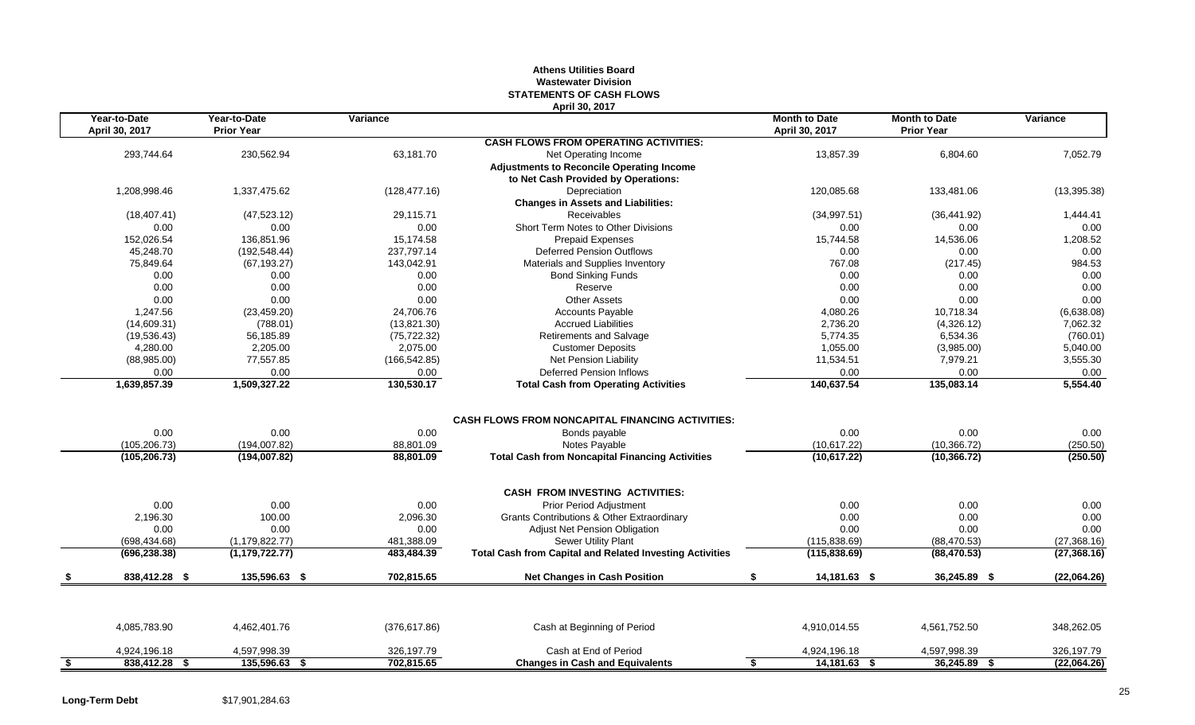# Athens Utilities Board
## Wastewater Division
## STATEMENTS OF CASH FLOWS
### April 30, 2017

| Year-to-Date April 30, 2017 | Year-to-Date Prior Year | Variance | | Month to Date April 30, 2017 | Month to Date Prior Year | Variance |
|---|---|---|---|---|---|---|
| | | | **CASH FLOWS FROM OPERATING ACTIVITIES:** | | | |
| 293,744.64 | 230,562.94 | 63,181.70 | Net Operating Income | 13,857.39 | 6,804.60 | 7,052.79 |
| | | | **Adjustments to Reconcile Operating Income** | | | |
| | | | **to Net Cash Provided by Operations:** | | | |
| 1,208,998.46 | 1,337,475.62 | (128,477.16) | Depreciation | 120,085.68 | 133,481.06 | (13,395.38) |
| | | | **Changes in Assets and Liabilities:** | | | |
| (18,407.41) | (47,523.12) | 29,115.71 | Receivables | (34,997.51) | (36,441.92) | 1,444.41 |
| 0.00 | 0.00 | 0.00 | Short Term Notes to Other Divisions | 0.00 | 0.00 | 0.00 |
| 152,026.54 | 136,851.96 | 15,174.58 | Prepaid Expenses | 15,744.58 | 14,536.06 | 1,208.52 |
| 45,248.70 | (192,548.44) | 237,797.14 | Deferred Pension Outflows | 0.00 | 0.00 | 0.00 |
| 75,849.64 | (67,193.27) | 143,042.91 | Materials and Supplies Inventory | 767.08 | (217.45) | 984.53 |
| 0.00 | 0.00 | 0.00 | Bond Sinking Funds | 0.00 | 0.00 | 0.00 |
| 0.00 | 0.00 | 0.00 | Reserve | 0.00 | 0.00 | 0.00 |
| 0.00 | 0.00 | 0.00 | Other Assets | 0.00 | 0.00 | 0.00 |
| 1,247.56 | (23,459.20) | 24,706.76 | Accounts Payable | 4,080.26 | 10,718.34 | (6,638.08) |
| (14,609.31) | (788.01) | (13,821.30) | Accrued Liabilities | 2,736.20 | (4,326.12) | 7,062.32 |
| (19,536.43) | 56,185.89 | (75,722.32) | Retirements and Salvage | 5,774.35 | 6,534.36 | (760.01) |
| 4,280.00 | 2,205.00 | 2,075.00 | Customer Deposits | 1,055.00 | (3,985.00) | 5,040.00 |
| (88,985.00) | 77,557.85 | (166,542.85) | Net Pension Liability | 11,534.51 | 7,979.21 | 3,555.30 |
| 0.00 | 0.00 | 0.00 | Deferred Pension Inflows | 0.00 | 0.00 | 0.00 |
| **1,639,857.39** | **1,509,327.22** | **130,530.17** | **Total Cash from Operating Activities** | **140,637.54** | **135,083.14** | **5,554.40** |
| | | | **CASH FLOWS FROM NONCAPITAL FINANCING ACTIVITIES:** | | | |
| 0.00 | 0.00 | 0.00 | Bonds payable | 0.00 | 0.00 | 0.00 |
| (105,206.73) | (194,007.82) | 88,801.09 | Notes Payable | (10,617.22) | (10,366.72) | (250.50) |
| **(105,206.73)** | **(194,007.82)** | **88,801.09** | **Total Cash from Noncapital Financing Activities** | **(10,617.22)** | **(10,366.72)** | **(250.50)** |
| | | | **CASH FROM INVESTING ACTIVITIES:** | | | |
| 0.00 | 0.00 | 0.00 | Prior Period Adjustment | 0.00 | 0.00 | 0.00 |
| 2,196.30 | 100.00 | 2,096.30 | Grants Contributions & Other Extraordinary | 0.00 | 0.00 | 0.00 |
| 0.00 | 0.00 | 0.00 | Adjust Net Pension Obligation | 0.00 | 0.00 | 0.00 |
| (698,434.68) | (1,179,822.77) | 481,388.09 | Sewer Utility Plant | (115,838.69) | (88,470.53) | (27,368.16) |
| **(696,238.38)** | **(1,179,722.77)** | **483,484.39** | **Total Cash from Capital and Related Investing Activities** | **(115,838.69)** | **(88,470.53)** | **(27,368.16)** |
| **$ 838,412.28** | **$ 135,596.63** | **$ 702,815.65** | **Net Changes in Cash Position** | **$ 14,181.63** | **$ 36,245.89** | **$ (22,064.26)** |
| 4,085,783.90 | 4,462,401.76 | (376,617.86) | Cash at Beginning of Period | 4,910,014.55 | 4,561,752.50 | 348,262.05 |
| 4,924,196.18 | 4,597,998.39 | 326,197.79 | Cash at End of Period | 4,924,196.18 | 4,597,998.39 | 326,197.79 |
| **$ 838,412.28** | **$ 135,596.63** | **$ 702,815.65** | **Changes in Cash and Equivalents** | **$ 14,181.63** | **$ 36,245.89** | **$ (22,064.26)** |

**Long-Term Debt** $17,901,284.63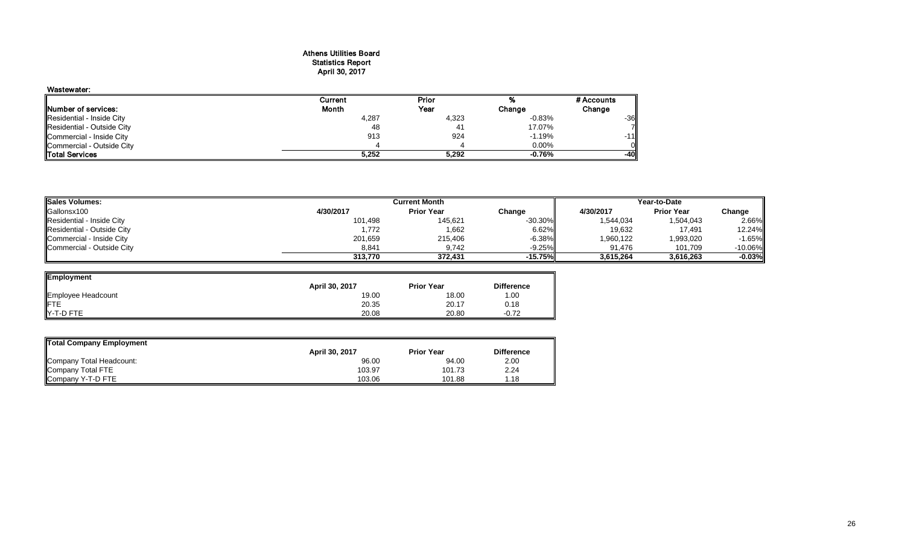# Athens Utilities Board
## Statistics Report
## April 30, 2017

**Wastewater:**

| Number of services: | Current Month | Prior Year | % Change | # Accounts Change |
|---|---|---|---|---|
| Residential - Inside City | 4,287 | 4,323 | -0.83% | -36 |
| Residential - Outside City | 48 | 41 | 17.07% | 7 |
| Commercial - Inside City | 913 | 924 | -1.19% | -11 |
| Commercial - Outside City | 4 | 4 | 0.00% | 0 |
| **Total Services** | **5,252** | **5,292** | **-0.76%** | **-40** |

| Sales Volumes: | Current Month | | | Year-to-Date | | |
|---|---|---|---|---|---|---|
| Gallonsx100 | 4/30/2017 | Prior Year | Change | 4/30/2017 | Prior Year | Change |
| Residential - Inside City | 101,498 | 145,621 | -30.30% | 1,544,034 | 1,504,043 | 2.66% |
| Residential - Outside City | 1,772 | 1,662 | 6.62% | 19,632 | 17,491 | 12.24% |
| Commercial - Inside City | 201,659 | 215,406 | -6.38% | 1,960,122 | 1,993,020 | -1.65% |
| Commercial - Outside City | 8,841 | 9,742 | -9.25% | 91,476 | 101,709 | -10.06% |
| | **313,770** | **372,431** | **-15.75%** | **3,615,264** | **3,616,263** | **-0.03%** |

| Employment | April 30, 2017 | Prior Year | Difference |
|---|---|---|---|
| Employee Headcount | 19.00 | 18.00 | 1.00 |
| FTE | 20.35 | 20.17 | 0.18 |
| Y-T-D FTE | 20.08 | 20.80 | -0.72 |

| Total Company Employment | April 30, 2017 | Prior Year | Difference |
|---|---|---|---|
| Company Total Headcount: | 96.00 | 94.00 | 2.00 |
| Company Total FTE | 103.97 | 101.73 | 2.24 |
| Company Y-T-D FTE | 103.06 | 101.88 | 1.18 |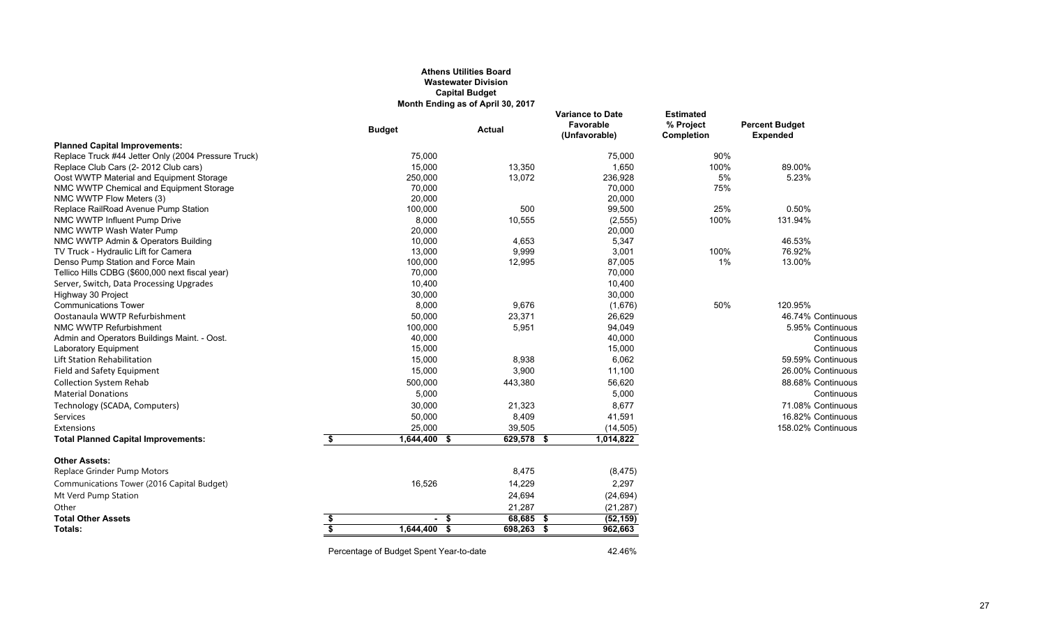**Athens Utilities Board**
**Wastewater Division**
**Capital Budget**
**Month Ending as of April 30, 2017**

| | Budget | Actual | Variance to Date Favorable (Unfavorable) | Estimated % Project Completion | Percent Budget Expended | |
|---|---|---|---|---|---|---|
| **Planned Capital Improvements:** | | | | | | |
| Replace Truck #44 Jetter Only (2004 Pressure Truck) | 75,000 | | 75,000 | 90% | | |
| Replace Club Cars (2- 2012 Club cars) | 15,000 | 13,350 | 1,650 | 100% | 89.00% | |
| Oost WWTP Material and Equipment Storage | 250,000 | 13,072 | 236,928 | 5% | 5.23% | |
| NMC WWTP Chemical and Equipment Storage | 70,000 | | 70,000 | 75% | | |
| NMC WWTP Flow Meters (3) | 20,000 | | 20,000 | | | |
| Replace RailRoad Avenue Pump Station | 100,000 | 500 | 99,500 | 25% | 0.50% | |
| NMC WWTP Influent Pump Drive | 8,000 | 10,555 | (2,555) | 100% | 131.94% | |
| NMC WWTP Wash Water Pump | 20,000 | | 20,000 | | | |
| NMC WWTP Admin & Operators Building | 10,000 | 4,653 | 5,347 | | 46.53% | |
| TV Truck - Hydraulic Lift for Camera | 13,000 | 9,999 | 3,001 | 100% | 76.92% | |
| Denso Pump Station and Force Main | 100,000 | 12,995 | 87,005 | 1% | 13.00% | |
| Tellico Hills CDBG ($600,000 next fiscal year) | 70,000 | | 70,000 | | | |
| Server, Switch, Data Processing Upgrades | 10,400 | | 10,400 | | | |
| Highway 30 Project | 30,000 | | 30,000 | | | |
| Communications Tower | 8,000 | 9,676 | (1,676) | 50% | 120.95% | |
| Oostanaula WWTP Refurbishment | 50,000 | 23,371 | 26,629 | | 46.74% | Continuous |
| NMC WWTP Refurbishment | 100,000 | 5,951 | 94,049 | | 5.95% | Continuous |
| Admin and Operators Buildings Maint. - Oost. | 40,000 | | 40,000 | | | Continuous |
| Laboratory Equipment | 15,000 | | 15,000 | | | Continuous |
| Lift Station Rehabilitation | 15,000 | 8,938 | 6,062 | | 59.59% | Continuous |
| Field and Safety Equipment | 15,000 | 3,900 | 11,100 | | 26.00% | Continuous |
| Collection System Rehab | 500,000 | 443,380 | 56,620 | | 88.68% | Continuous |
| Material Donations | 5,000 | | 5,000 | | | Continuous |
| Technology (SCADA, Computers) | 30,000 | 21,323 | 8,677 | | 71.08% | Continuous |
| Services | 50,000 | 8,409 | 41,591 | | 16.82% | Continuous |
| Extensions | 25,000 | 39,505 | (14,505) | | 158.02% | Continuous |
| **Total Planned Capital Improvements:** | $ 1,644,400 | $ 629,578 | $ 1,014,822 | | | |
| **Other Assets:** | | | | | | |
| Replace Grinder Pump Motors | | 8,475 | (8,475) | | | |
| Communications Tower (2016 Capital Budget) | 16,526 | 14,229 | 2,297 | | | |
| Mt Verd Pump Station | | 24,694 | (24,694) | | | |
| Other | | 21,287 | (21,287) | | | |
| **Total Other Assets** | $ - | $ 68,685 | $ (52,159) | | | |
| **Totals:** | $ 1,644,400 | $ 698,263 | $ 962,663 | | | |

Percentage of Budget Spent Year-to-date 42.46%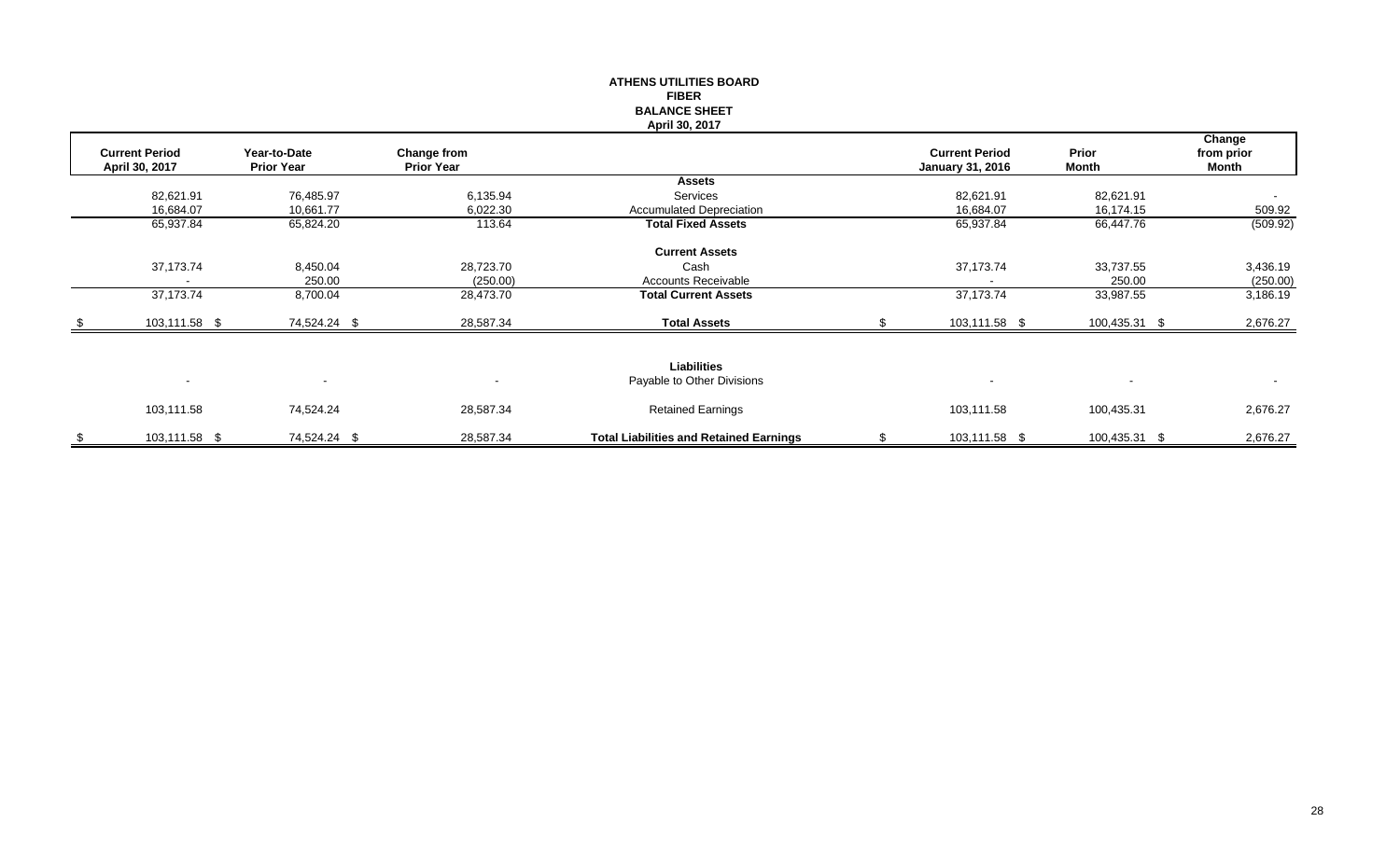**ATHENS UTILITIES BOARD**
**FIBER**
**BALANCE SHEET**
**April 30, 2017**

| Current Period April 30, 2017 | Year-to-Date Prior Year | Change from Prior Year | | Current Period January 31, 2016 | Prior Month | Change from prior Month |
|---|---|---|---|---|---|---|
| | | | **Assets** | | | |
| 82,621.91 | 76,485.97 | 6,135.94 | Services | 82,621.91 | 82,621.91 | - |
| 16,684.07 | 10,661.77 | 6,022.30 | Accumulated Depreciation | 16,684.07 | 16,174.15 | 509.92 |
| 65,937.84 | 65,824.20 | 113.64 | **Total Fixed Assets** | 65,937.84 | 66,447.76 | (509.92) |
| | | | **Current Assets** | | | |
| 37,173.74 | 8,450.04 | 28,723.70 | Cash | 37,173.74 | 33,737.55 | 3,436.19 |
| - | 250.00 | (250.00) | Accounts Receivable | - | 250.00 | (250.00) |
| 37,173.74 | 8,700.04 | 28,473.70 | **Total Current Assets** | 37,173.74 | 33,987.55 | 3,186.19 |
| $ 103,111.58 | $ 74,524.24 | $ 28,587.34 | **Total Assets** | $ 103,111.58 | $ 100,435.31 | $ 2,676.27 |
| | | | **Liabilities** | | | |
| - | - | - | Payable to Other Divisions | - | - | - |
| 103,111.58 | 74,524.24 | 28,587.34 | Retained Earnings | 103,111.58 | 100,435.31 | 2,676.27 |
| $ 103,111.58 | $ 74,524.24 | $ 28,587.34 | **Total Liabilities and Retained Earnings** | $ 103,111.58 | $ 100,435.31 | $ 2,676.27 |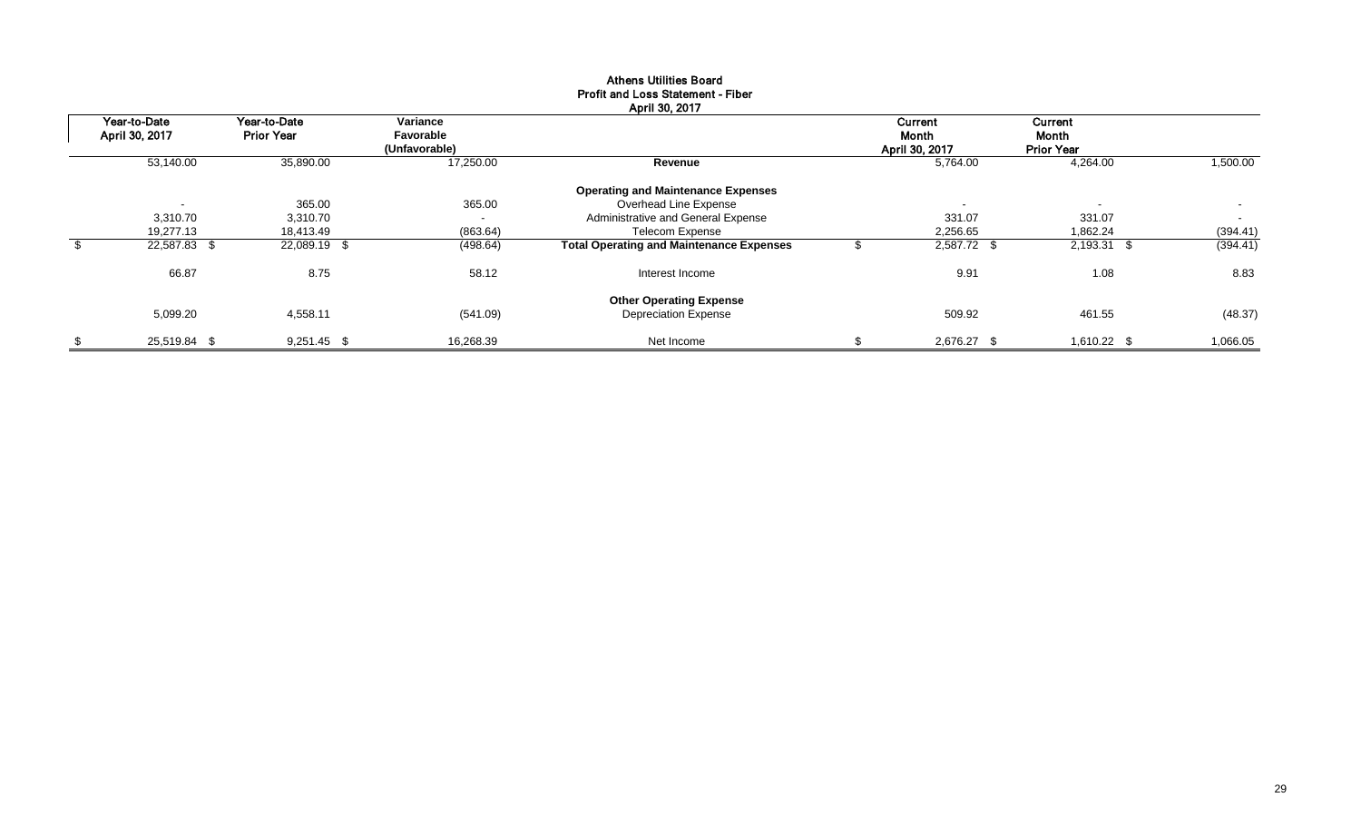# Athens Utilities Board
## Profit and Loss Statement - Fiber
### April 30, 2017

| Year-to-Date April 30, 2017 | Year-to-Date Prior Year | Variance Favorable (Unfavorable) | | Current Month April 30, 2017 | Current Month Prior Year | |
|---|---|---|---|---|---|---|
| 53,140.00 | 35,890.00 | 17,250.00 | **Revenue** | 5,764.00 | 4,264.00 | 1,500.00 |
| | | | **Operating and Maintenance Expenses** | | | |
| - | 365.00 | 365.00 | Overhead Line Expense | - | - | - |
| 3,310.70 | 3,310.70 | - | Administrative and General Expense | 331.07 | 331.07 | - |
| 19,277.13 | 18,413.49 | (863.64) | Telecom Expense | 2,256.65 | 1,862.24 | (394.41) |
| $ 22,587.83 | $ 22,089.19 | $ (498.64) | **Total Operating and Maintenance Expenses** | $ 2,587.72 | $ 2,193.31 | $ (394.41) |
| 66.87 | 8.75 | 58.12 | Interest Income | 9.91 | 1.08 | 8.83 |
| | | | **Other Operating Expense** | | | |
| 5,099.20 | 4,558.11 | (541.09) | Depreciation Expense | 509.92 | 461.55 | (48.37) |
| $ 25,519.84 | $ 9,251.45 | $ 16,268.39 | Net Income | $ 2,676.27 | $ 1,610.22 | $ 1,066.05 |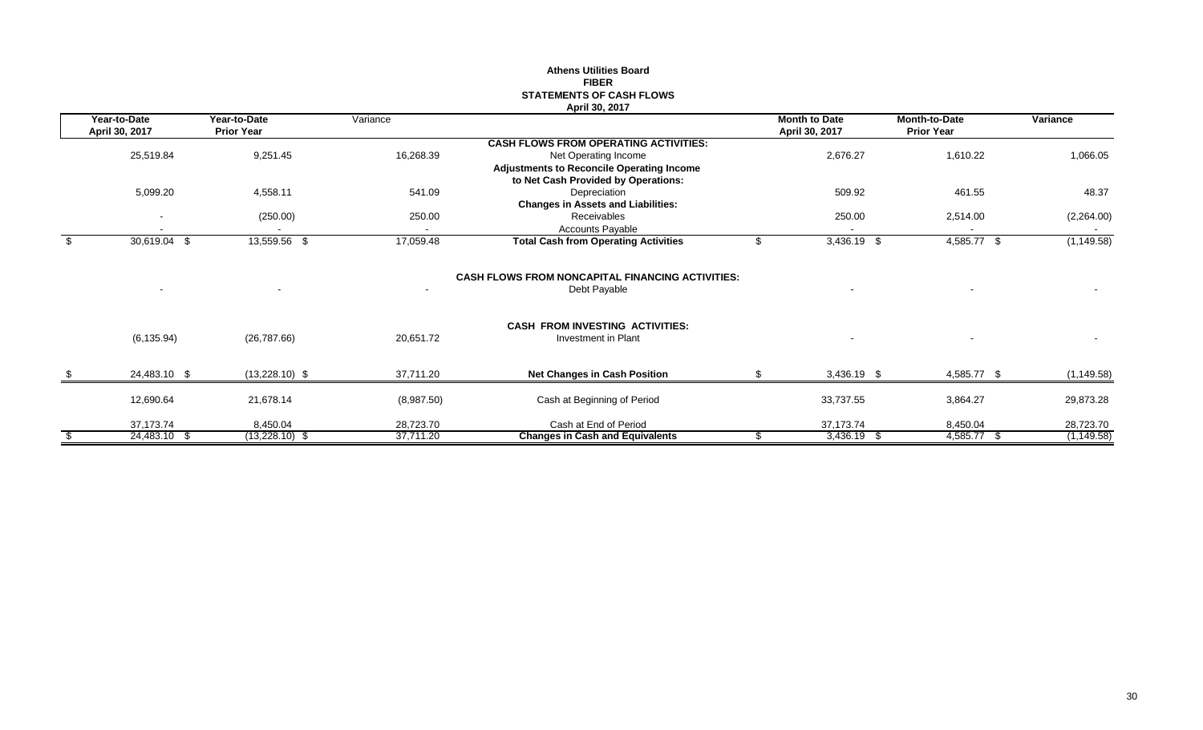**Athens Utilities Board**
**FIBER**
**STATEMENTS OF CASH FLOWS**
**April 30, 2017**

| Year-to-Date April 30, 2017 | Year-to-Date Prior Year | Variance | | Month to Date April 30, 2017 | Month-to-Date Prior Year | Variance |
|---|---|---|---|---|---|---|
| | | | **CASH FLOWS FROM OPERATING ACTIVITIES:** | | | |
| 25,519.84 | 9,251.45 | 16,268.39 | Net Operating Income | 2,676.27 | 1,610.22 | 1,066.05 |
| | | | **Adjustments to Reconcile Operating Income** | | | |
| | | | **to Net Cash Provided by Operations:** | | | |
| 5,099.20 | 4,558.11 | 541.09 | Depreciation | 509.92 | 461.55 | 48.37 |
| | | | **Changes in Assets and Liabilities:** | | | |
| - | (250.00) | 250.00 | Receivables | 250.00 | 2,514.00 | (2,264.00) |
| - | - | - | Accounts Payable | - | - | - |
| $ 30,619.04 | $ 13,559.56 | $ 17,059.48 | **Total Cash from Operating Activities** | $ 3,436.19 | $ 4,585.77 | $ (1,149.58) |
| | | | **CASH FLOWS FROM NONCAPITAL FINANCING ACTIVITIES:** | | | |
| - | - | - | Debt Payable | - | - | - |
| | | | **CASH FROM INVESTING ACTIVITIES:** | | | |
| (6,135.94) | (26,787.66) | 20,651.72 | Investment in Plant | - | - | - |
| $ 24,483.10 | $ (13,228.10) | $ 37,711.20 | **Net Changes in Cash Position** | $ 3,436.19 | $ 4,585.77 | $ (1,149.58) |
| 12,690.64 | 21,678.14 | (8,987.50) | Cash at Beginning of Period | 33,737.55 | 3,864.27 | 29,873.28 |
| 37,173.74 | 8,450.04 | 28,723.70 | Cash at End of Period | 37,173.74 | 8,450.04 | 28,723.70 |
| $ 24,483.10 | $ (13,228.10) | $ 37,711.20 | **Changes in Cash and Equivalents** | $ 3,436.19 | $ 4,585.77 | $ (1,149.58) |